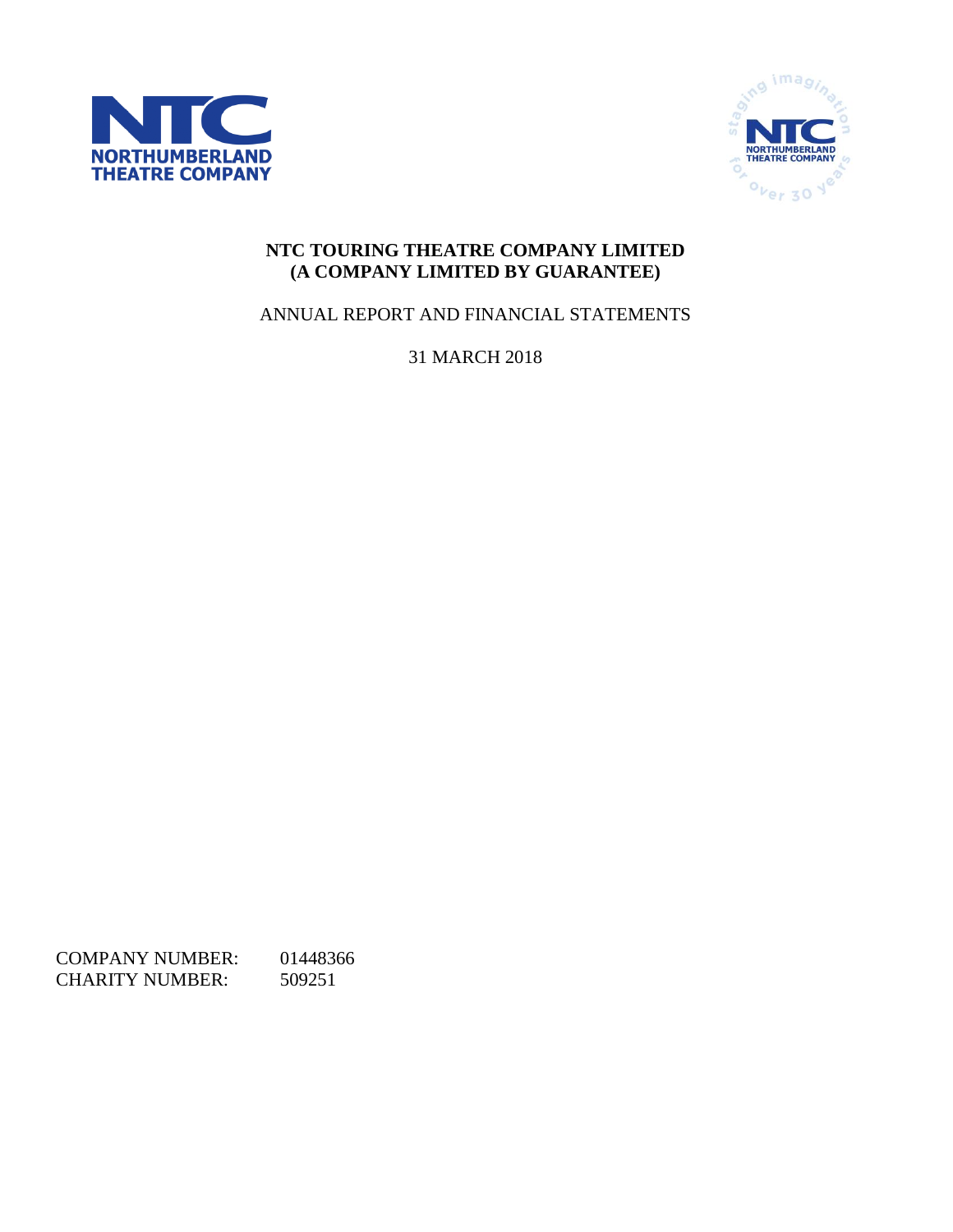NTC
NORTHUMBERLAND
THEATRE COMPANY

staging imagination for over 30 years

**NTC TOURING THEATRE COMPANY LIMITED**
**(A COMPANY LIMITED BY GUARANTEE)**

ANNUAL REPORT AND FINANCIAL STATEMENTS

31 MARCH 2018

COMPANY NUMBER: 01448366
CHARITY NUMBER: 509251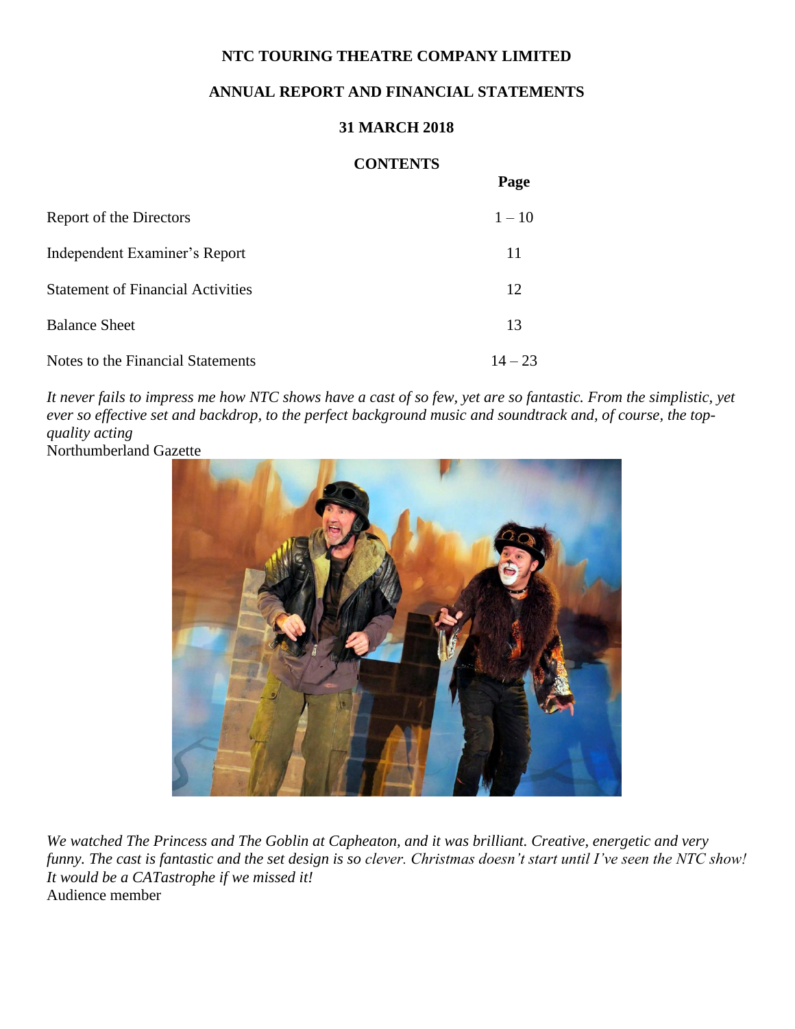**NTC TOURING THEATRE COMPANY LIMITED**

**ANNUAL REPORT AND FINANCIAL STATEMENTS**

**31 MARCH 2018**

**CONTENTS**

| | Page |
|---|---|
| Report of the Directors | 1 – 10 |
| Independent Examiner's Report | 11 |
| Statement of Financial Activities | 12 |
| Balance Sheet | 13 |
| Notes to the Financial Statements | 14 – 23 |

*It never fails to impress me how NTC shows have a cast of so few, yet are so fantastic. From the simplistic, yet ever so effective set and backdrop, to the perfect background music and soundtrack and, of course, the top-quality acting*

Northumberland Gazette

*We watched The Princess and The Goblin at Capheaton, and it was brilliant. Creative, energetic and very funny. The cast is fantastic and the set design is so clever. Christmas doesn't start until I've seen the NTC show! It would be a CATastrophe if we missed it!*

Audience member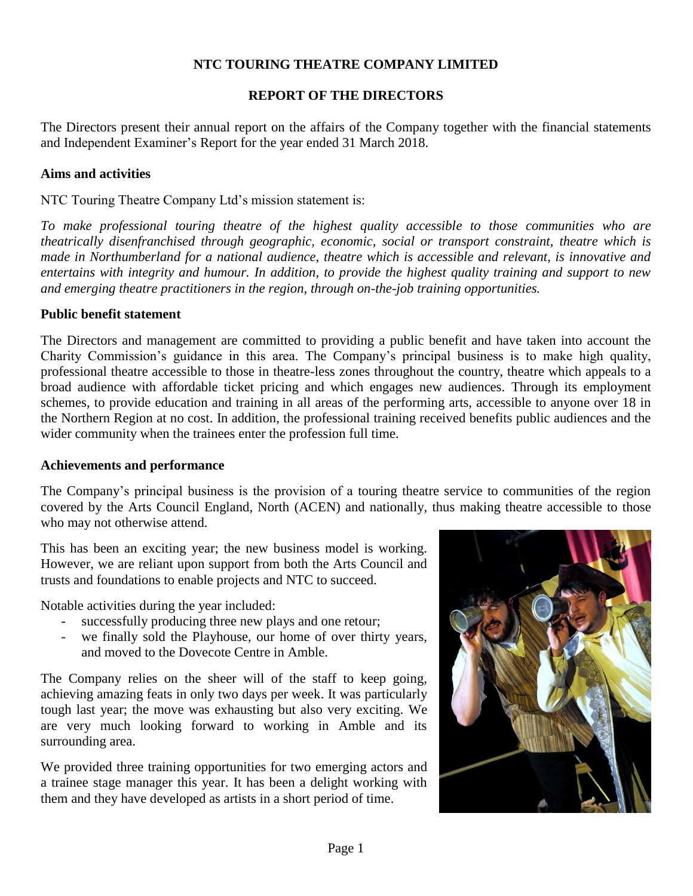# NTC TOURING THEATRE COMPANY LIMITED

## REPORT OF THE DIRECTORS

The Directors present their annual report on the affairs of the Company together with the financial statements and Independent Examiner's Report for the year ended 31 March 2018.

### Aims and activities

NTC Touring Theatre Company Ltd's mission statement is:

*To make professional touring theatre of the highest quality accessible to those communities who are theatrically disenfranchised through geographic, economic, social or transport constraint, theatre which is made in Northumberland for a national audience, theatre which is accessible and relevant, is innovative and entertains with integrity and humour. In addition, to provide the highest quality training and support to new and emerging theatre practitioners in the region, through on-the-job training opportunities.*

### Public benefit statement

The Directors and management are committed to providing a public benefit and have taken into account the Charity Commission's guidance in this area. The Company's principal business is to make high quality, professional theatre accessible to those in theatre-less zones throughout the country, theatre which appeals to a broad audience with affordable ticket pricing and which engages new audiences. Through its employment schemes, to provide education and training in all areas of the performing arts, accessible to anyone over 18 in the Northern Region at no cost. In addition, the professional training received benefits public audiences and the wider community when the trainees enter the profession full time.

### Achievements and performance

The Company's principal business is the provision of a touring theatre service to communities of the region covered by the Arts Council England, North (ACEN) and nationally, thus making theatre accessible to those who may not otherwise attend.

This has been an exciting year; the new business model is working. However, we are reliant upon support from both the Arts Council and trusts and foundations to enable projects and NTC to succeed.

Notable activities during the year included:

- successfully producing three new plays and one retour;
- we finally sold the Playhouse, our home of over thirty years, and moved to the Dovecote Centre in Amble.

The Company relies on the sheer will of the staff to keep going, achieving amazing feats in only two days per week. It was particularly tough last year; the move was exhausting but also very exciting. We are very much looking forward to working in Amble and its surrounding area.

We provided three training opportunities for two emerging actors and a trainee stage manager this year. It has been a delight working with them and they have developed as artists in a short period of time.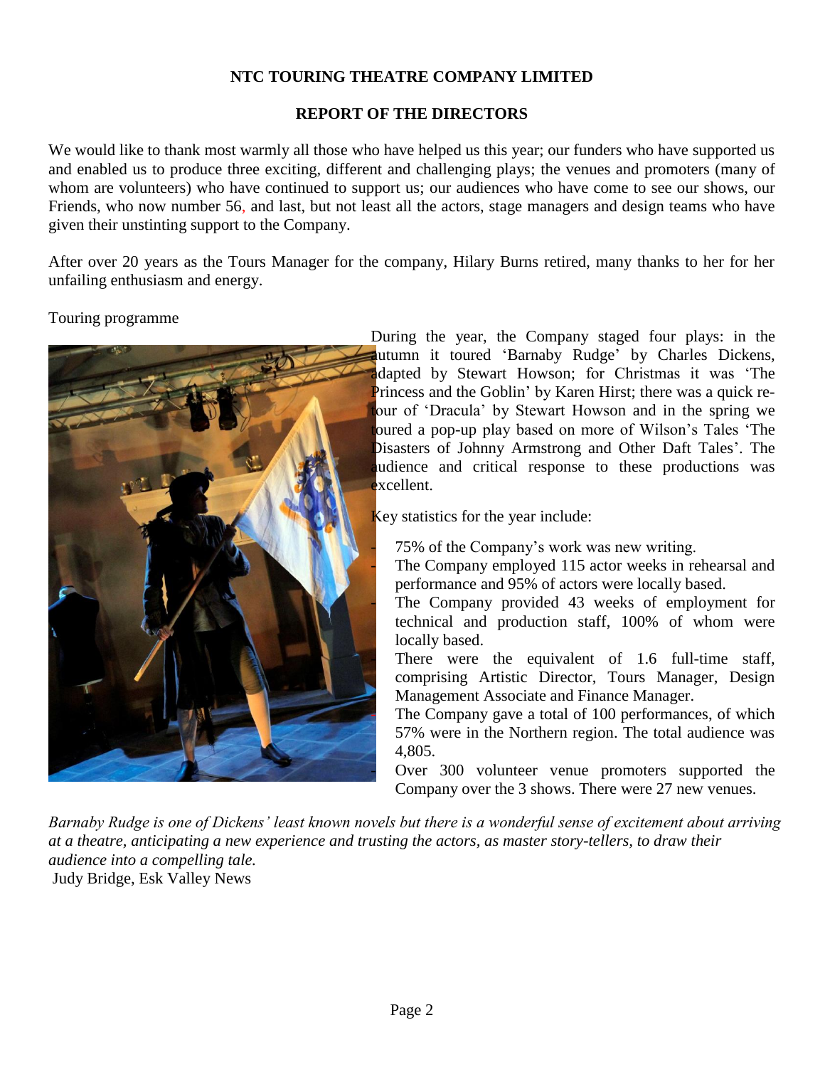**NTC TOURING THEATRE COMPANY LIMITED**

**REPORT OF THE DIRECTORS**

We would like to thank most warmly all those who have helped us this year; our funders who have supported us and enabled us to produce three exciting, different and challenging plays; the venues and promoters (many of whom are volunteers) who have continued to support us; our audiences who have come to see our shows, our Friends, who now number 56, and last, but not least all the actors, stage managers and design teams who have given their unstinting support to the Company.

After over 20 years as the Tours Manager for the company, Hilary Burns retired, many thanks to her for her unfailing enthusiasm and energy.

Touring programme

During the year, the Company staged four plays: in the autumn it toured 'Barnaby Rudge' by Charles Dickens, adapted by Stewart Howson; for Christmas it was 'The Princess and the Goblin' by Karen Hirst; there was a quick re-tour of 'Dracula' by Stewart Howson and in the spring we toured a pop-up play based on more of Wilson's Tales 'The Disasters of Johnny Armstrong and Other Daft Tales'. The audience and critical response to these productions was excellent.

Key statistics for the year include:

- 75% of the Company's work was new writing.
- The Company employed 115 actor weeks in rehearsal and performance and 95% of actors were locally based.
- The Company provided 43 weeks of employment for technical and production staff, 100% of whom were locally based.
- There were the equivalent of 1.6 full-time staff, comprising Artistic Director, Tours Manager, Design Management Associate and Finance Manager.
- The Company gave a total of 100 performances, of which 57% were in the Northern region. The total audience was 4,805.
- Over 300 volunteer venue promoters supported the Company over the 3 shows. There were 27 new venues.

*Barnaby Rudge is one of Dickens' least known novels but there is a wonderful sense of excitement about arriving at a theatre, anticipating a new experience and trusting the actors, as master story-tellers, to draw their audience into a compelling tale.*
Judy Bridge, Esk Valley News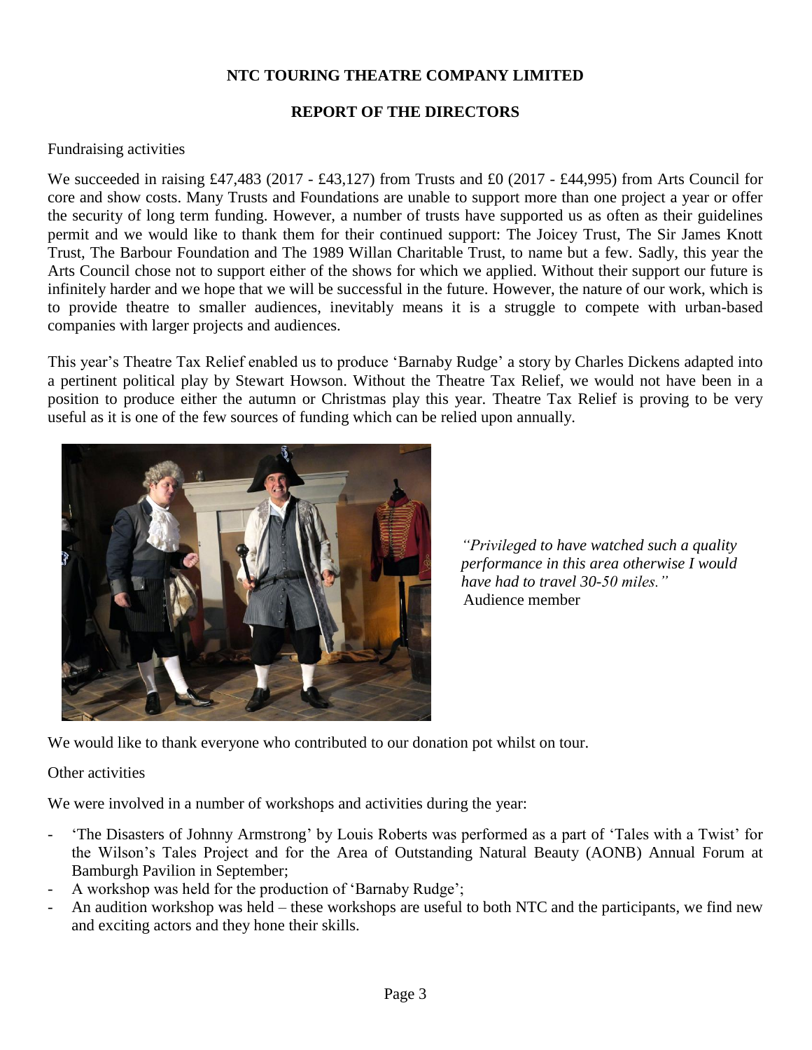# NTC TOURING THEATRE COMPANY LIMITED

## REPORT OF THE DIRECTORS

Fundraising activities

We succeeded in raising £47,483 (2017 - £43,127) from Trusts and £0 (2017 - £44,995) from Arts Council for core and show costs. Many Trusts and Foundations are unable to support more than one project a year or offer the security of long term funding. However, a number of trusts have supported us as often as their guidelines permit and we would like to thank them for their continued support: The Joicey Trust, The Sir James Knott Trust, The Barbour Foundation and The 1989 Willan Charitable Trust, to name but a few. Sadly, this year the Arts Council chose not to support either of the shows for which we applied. Without their support our future is infinitely harder and we hope that we will be successful in the future. However, the nature of our work, which is to provide theatre to smaller audiences, inevitably means it is a struggle to compete with urban-based companies with larger projects and audiences.

This year's Theatre Tax Relief enabled us to produce 'Barnaby Rudge' a story by Charles Dickens adapted into a pertinent political play by Stewart Howson. Without the Theatre Tax Relief, we would not have been in a position to produce either the autumn or Christmas play this year. Theatre Tax Relief is proving to be very useful as it is one of the few sources of funding which can be relied upon annually.

*"Privileged to have watched such a quality performance in this area otherwise I would have had to travel 30-50 miles."*
Audience member

We would like to thank everyone who contributed to our donation pot whilst on tour.

Other activities

We were involved in a number of workshops and activities during the year:

- 'The Disasters of Johnny Armstrong' by Louis Roberts was performed as a part of 'Tales with a Twist' for the Wilson's Tales Project and for the Area of Outstanding Natural Beauty (AONB) Annual Forum at Bamburgh Pavilion in September;
- A workshop was held for the production of 'Barnaby Rudge';
- An audition workshop was held – these workshops are useful to both NTC and the participants, we find new and exciting actors and they hone their skills.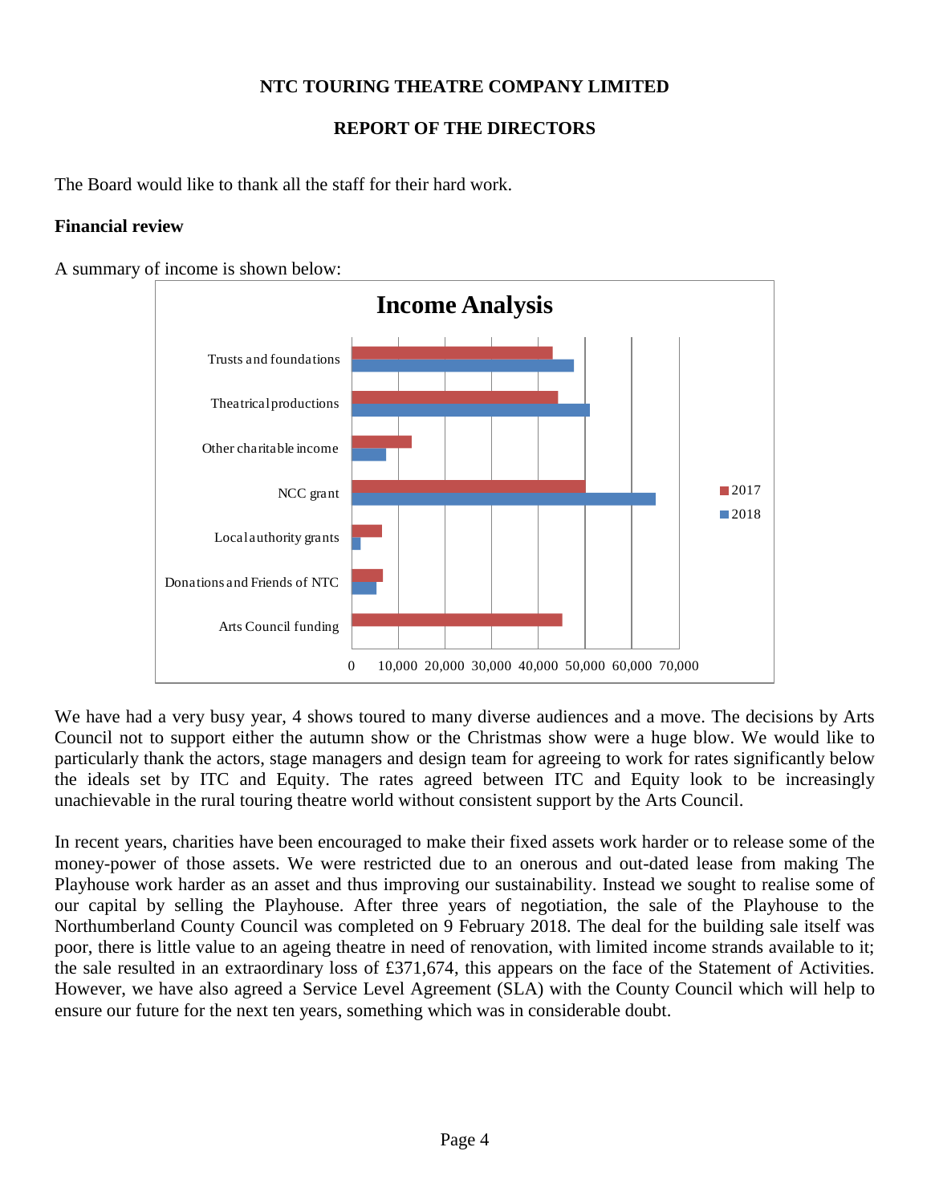# NTC TOURING THEATRE COMPANY LIMITED

## REPORT OF THE DIRECTORS

The Board would like to thank all the staff for their hard work.

**Financial review**

A summary of income is shown below:

**Income Analysis**

We have had a very busy year, 4 shows toured to many diverse audiences and a move. The decisions by Arts Council not to support either the autumn show or the Christmas show were a huge blow. We would like to particularly thank the actors, stage managers and design team for agreeing to work for rates significantly below the ideals set by ITC and Equity. The rates agreed between ITC and Equity look to be increasingly unachievable in the rural touring theatre world without consistent support by the Arts Council.

In recent years, charities have been encouraged to make their fixed assets work harder or to release some of the money-power of those assets. We were restricted due to an onerous and out-dated lease from making The Playhouse work harder as an asset and thus improving our sustainability. Instead we sought to realise some of our capital by selling the Playhouse. After three years of negotiation, the sale of the Playhouse to the Northumberland County Council was completed on 9 February 2018. The deal for the building sale itself was poor, there is little value to an ageing theatre in need of renovation, with limited income strands available to it; the sale resulted in an extraordinary loss of £371,674, this appears on the face of the Statement of Activities. However, we have also agreed a Service Level Agreement (SLA) with the County Council which will help to ensure our future for the next ten years, something which was in considerable doubt.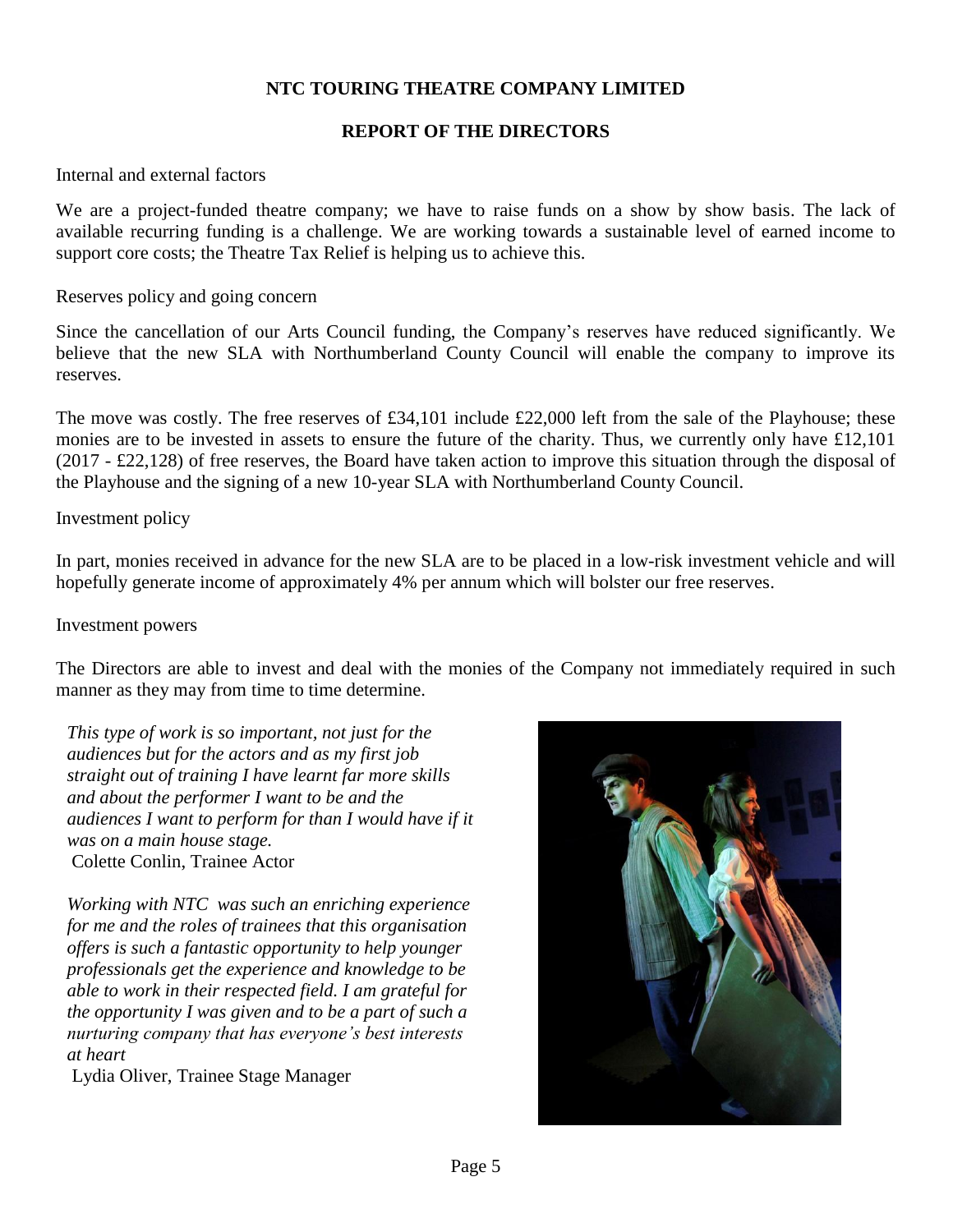**NTC TOURING THEATRE COMPANY LIMITED**

**REPORT OF THE DIRECTORS**

Internal and external factors

We are a project-funded theatre company; we have to raise funds on a show by show basis. The lack of available recurring funding is a challenge. We are working towards a sustainable level of earned income to support core costs; the Theatre Tax Relief is helping us to achieve this.

Reserves policy and going concern

Since the cancellation of our Arts Council funding, the Company's reserves have reduced significantly. We believe that the new SLA with Northumberland County Council will enable the company to improve its reserves.

The move was costly. The free reserves of £34,101 include £22,000 left from the sale of the Playhouse; these monies are to be invested in assets to ensure the future of the charity. Thus, we currently only have £12,101 (2017 - £22,128) of free reserves, the Board have taken action to improve this situation through the disposal of the Playhouse and the signing of a new 10-year SLA with Northumberland County Council.

Investment policy

In part, monies received in advance for the new SLA are to be placed in a low-risk investment vehicle and will hopefully generate income of approximately 4% per annum which will bolster our free reserves.

Investment powers

The Directors are able to invest and deal with the monies of the Company not immediately required in such manner as they may from time to time determine.

*This type of work is so important, not just for the audiences but for the actors and as my first job straight out of training I have learnt far more skills and about the performer I want to be and the audiences I want to perform for than I would have if it was on a main house stage.*
Colette Conlin, Trainee Actor

*Working with NTC was such an enriching experience for me and the roles of trainees that this organisation offers is such a fantastic opportunity to help younger professionals get the experience and knowledge to be able to work in their respected field. I am grateful for the opportunity I was given and to be a part of such a nurturing company that has everyone's best interests at heart*
Lydia Oliver, Trainee Stage Manager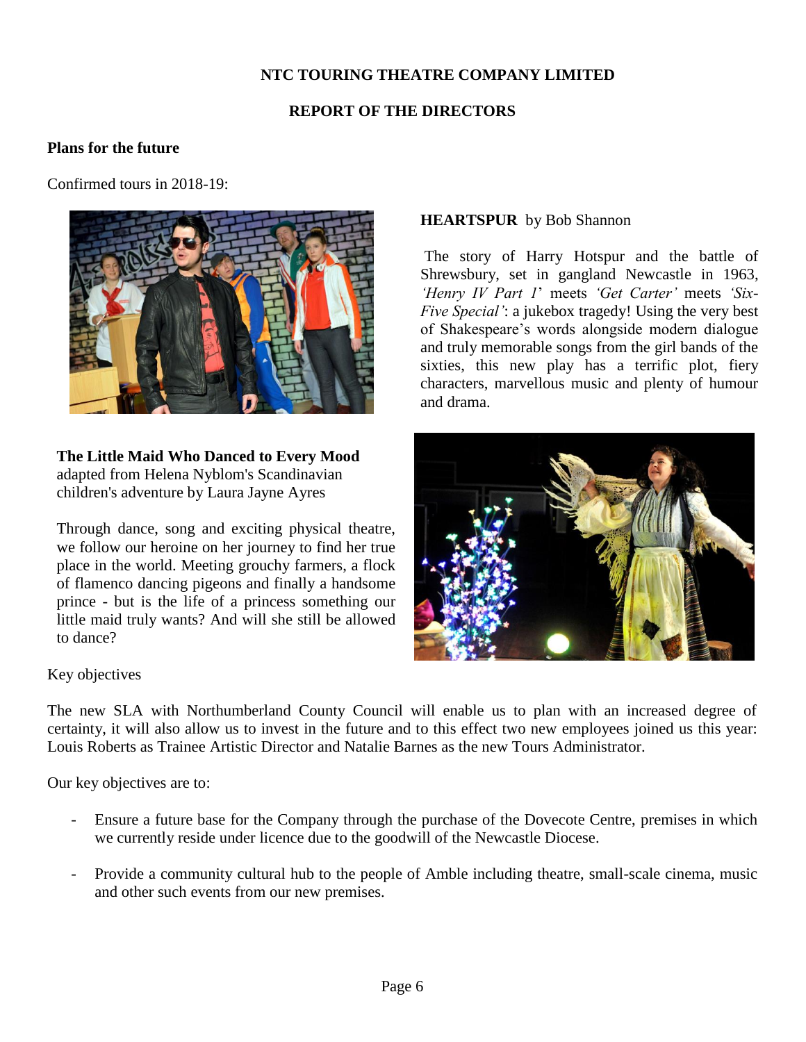**NTC TOURING THEATRE COMPANY LIMITED**

**REPORT OF THE DIRECTORS**

**Plans for the future**

Confirmed tours in 2018-19:

**HEARTSPUR** by Bob Shannon

The story of Harry Hotspur and the battle of Shrewsbury, set in gangland Newcastle in 1963, *'Henry IV Part 1'* meets *'Get Carter'* meets *'Six-Five Special'*: a jukebox tragedy! Using the very best of Shakespeare's words alongside modern dialogue and truly memorable songs from the girl bands of the sixties, this new play has a terrific plot, fiery characters, marvellous music and plenty of humour and drama.

**The Little Maid Who Danced to Every Mood** adapted from Helena Nyblom's Scandinavian children's adventure by Laura Jayne Ayres

Through dance, song and exciting physical theatre, we follow our heroine on her journey to find her true place in the world. Meeting grouchy farmers, a flock of flamenco dancing pigeons and finally a handsome prince - but is the life of a princess something our little maid truly wants? And will she still be allowed to dance?

Key objectives

The new SLA with Northumberland County Council will enable us to plan with an increased degree of certainty, it will also allow us to invest in the future and to this effect two new employees joined us this year: Louis Roberts as Trainee Artistic Director and Natalie Barnes as the new Tours Administrator.

Our key objectives are to:

- Ensure a future base for the Company through the purchase of the Dovecote Centre, premises in which we currently reside under licence due to the goodwill of the Newcastle Diocese.
- Provide a community cultural hub to the people of Amble including theatre, small-scale cinema, music and other such events from our new premises.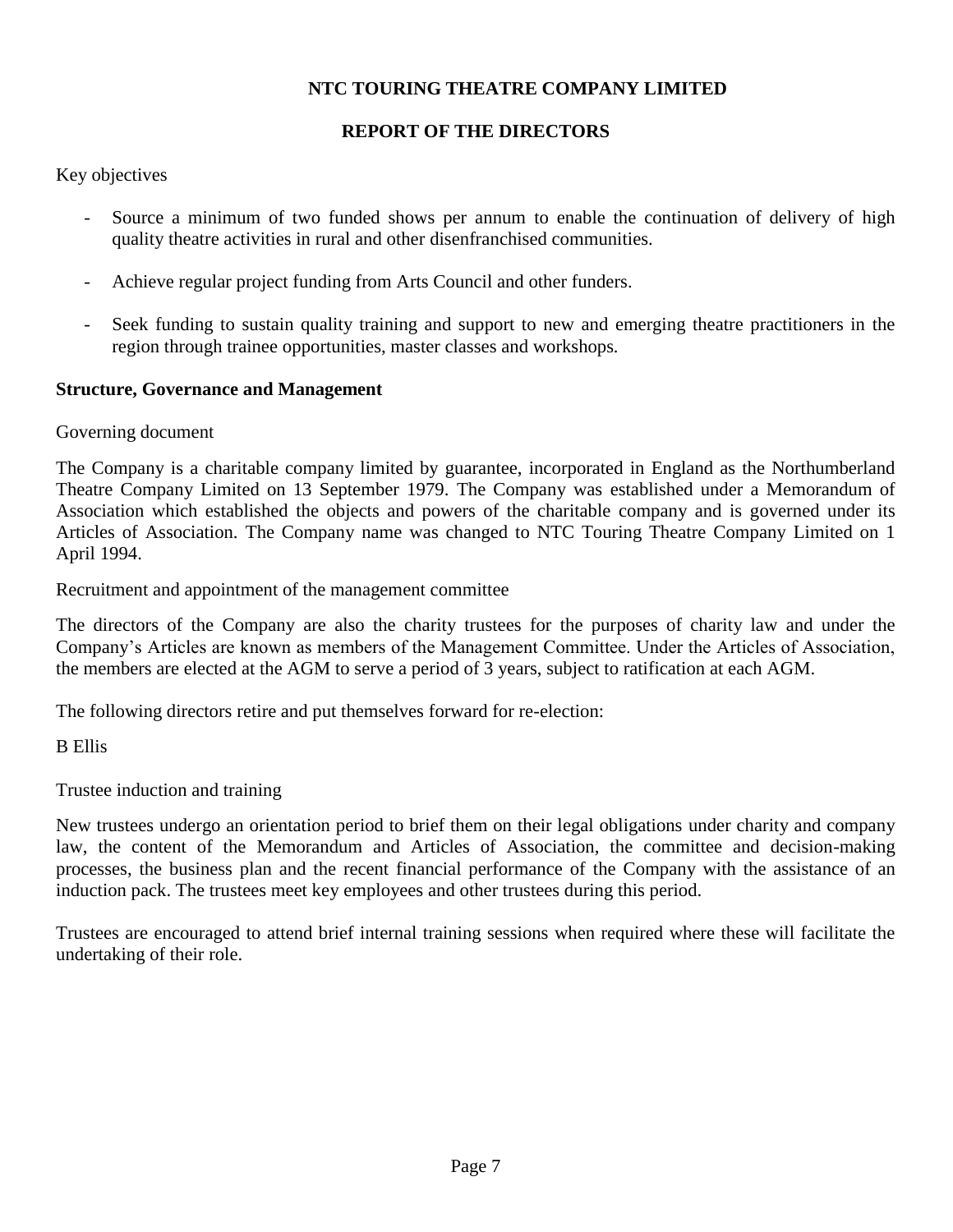# NTC TOURING THEATRE COMPANY LIMITED

## REPORT OF THE DIRECTORS

Key objectives

- Source a minimum of two funded shows per annum to enable the continuation of delivery of high quality theatre activities in rural and other disenfranchised communities.

- Achieve regular project funding from Arts Council and other funders.

- Seek funding to sustain quality training and support to new and emerging theatre practitioners in the region through trainee opportunities, master classes and workshops.

**Structure, Governance and Management**

Governing document

The Company is a charitable company limited by guarantee, incorporated in England as the Northumberland Theatre Company Limited on 13 September 1979. The Company was established under a Memorandum of Association which established the objects and powers of the charitable company and is governed under its Articles of Association. The Company name was changed to NTC Touring Theatre Company Limited on 1 April 1994.

Recruitment and appointment of the management committee

The directors of the Company are also the charity trustees for the purposes of charity law and under the Company's Articles are known as members of the Management Committee. Under the Articles of Association, the members are elected at the AGM to serve a period of 3 years, subject to ratification at each AGM.

The following directors retire and put themselves forward for re-election:

B Ellis

Trustee induction and training

New trustees undergo an orientation period to brief them on their legal obligations under charity and company law, the content of the Memorandum and Articles of Association, the committee and decision-making processes, the business plan and the recent financial performance of the Company with the assistance of an induction pack. The trustees meet key employees and other trustees during this period.

Trustees are encouraged to attend brief internal training sessions when required where these will facilitate the undertaking of their role.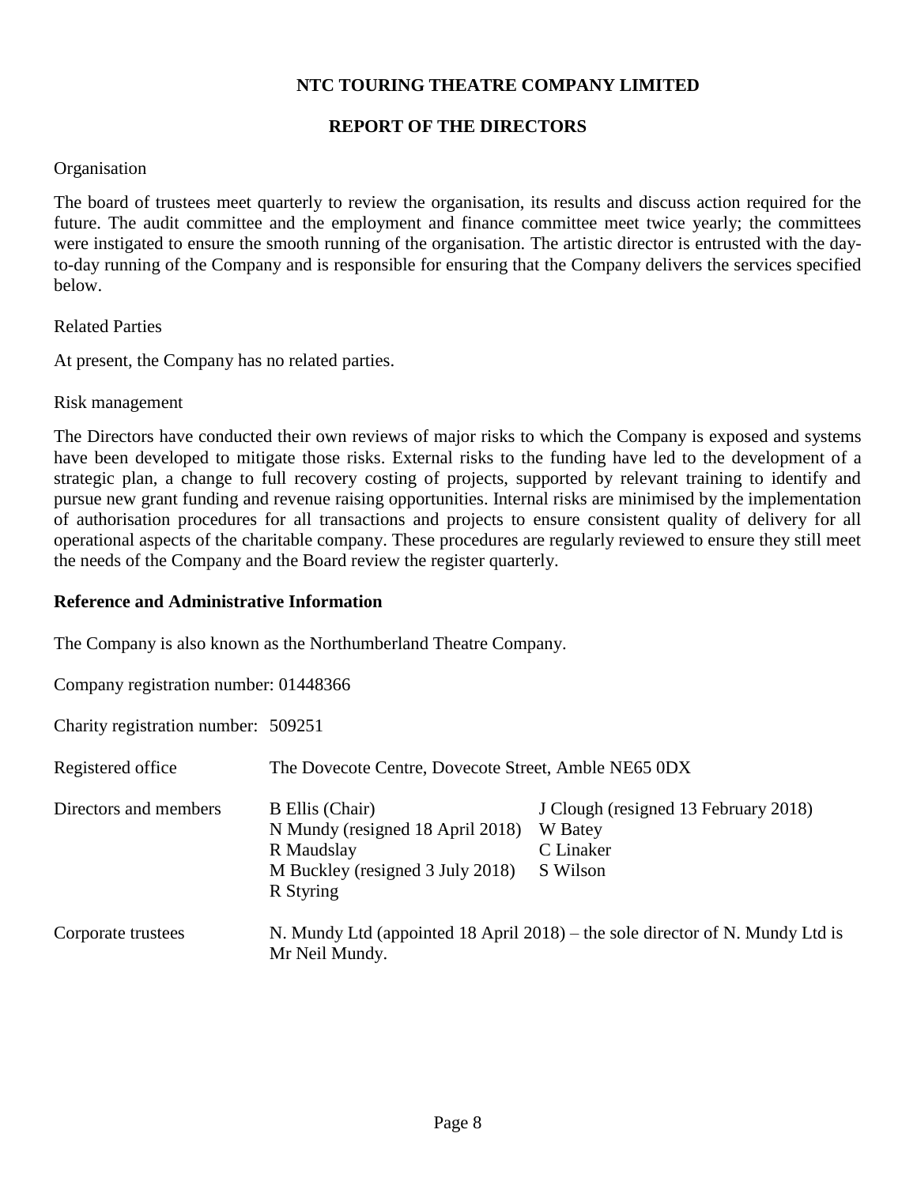# NTC TOURING THEATRE COMPANY LIMITED

## REPORT OF THE DIRECTORS

Organisation

The board of trustees meet quarterly to review the organisation, its results and discuss action required for the future. The audit committee and the employment and finance committee meet twice yearly; the committees were instigated to ensure the smooth running of the organisation. The artistic director is entrusted with the day-to-day running of the Company and is responsible for ensuring that the Company delivers the services specified below.

Related Parties

At present, the Company has no related parties.

Risk management

The Directors have conducted their own reviews of major risks to which the Company is exposed and systems have been developed to mitigate those risks. External risks to the funding have led to the development of a strategic plan, a change to full recovery costing of projects, supported by relevant training to identify and pursue new grant funding and revenue raising opportunities. Internal risks are minimised by the implementation of authorisation procedures for all transactions and projects to ensure consistent quality of delivery for all operational aspects of the charitable company. These procedures are regularly reviewed to ensure they still meet the needs of the Company and the Board review the register quarterly.

**Reference and Administrative Information**

The Company is also known as the Northumberland Theatre Company.

Company registration number: 01448366

Charity registration number: 509251

| | | |
|---|---|---|
| Registered office | The Dovecote Centre, Dovecote Street, Amble NE65 0DX | |
| Directors and members | B Ellis (Chair) | J Clough (resigned 13 February 2018) |
| | N Mundy (resigned 18 April 2018) | W Batey |
| | R Maudslay | C Linaker |
| | M Buckley (resigned 3 July 2018) | S Wilson |
| | R Styring | |
| Corporate trustees | N. Mundy Ltd (appointed 18 April 2018) – the sole director of N. Mundy Ltd is Mr Neil Mundy. | |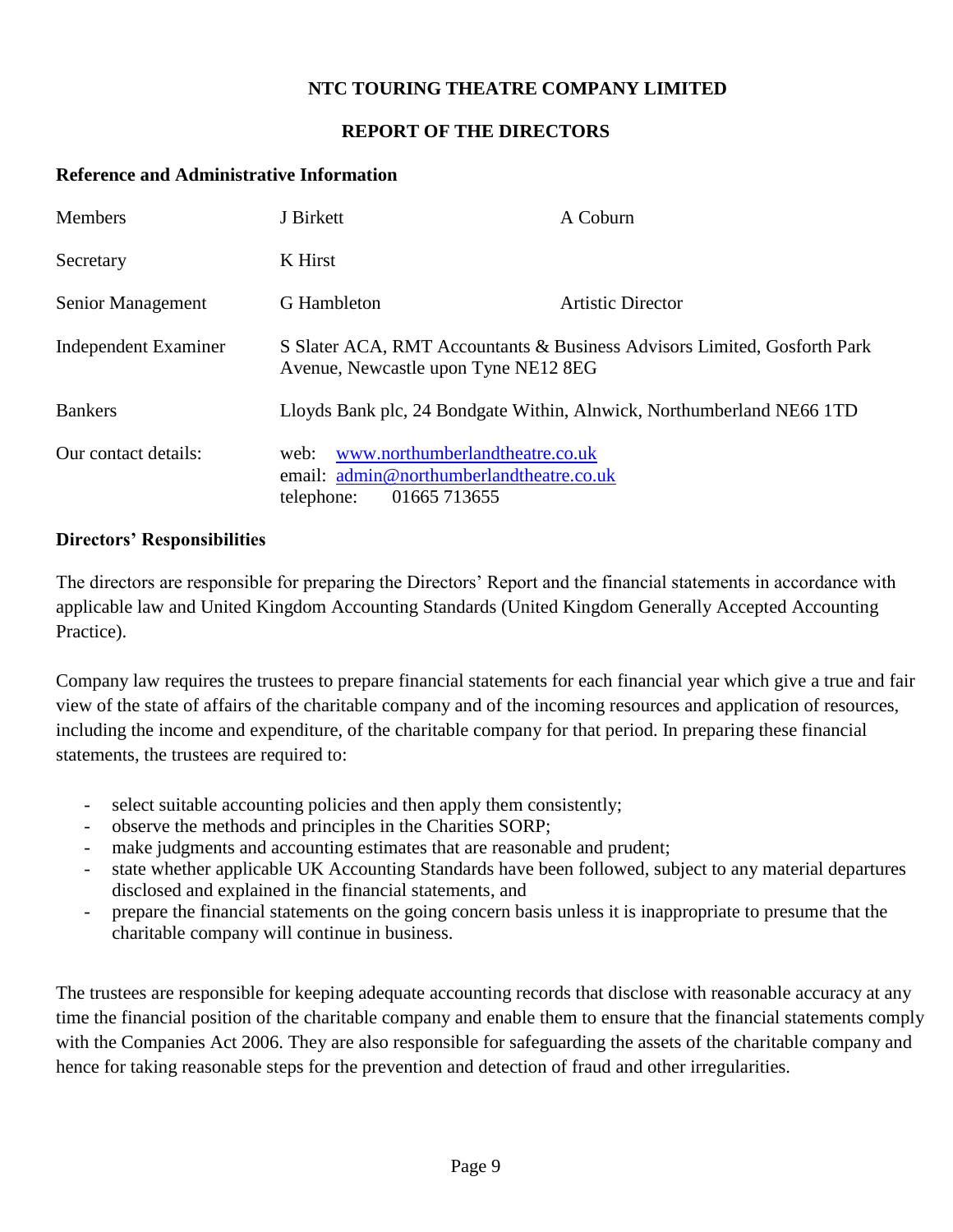# NTC TOURING THEATRE COMPANY LIMITED

## REPORT OF THE DIRECTORS

### Reference and Administrative Information

| | | |
|---|---|---|
| Members | J Birkett | A Coburn |
| Secretary | K Hirst | |
| Senior Management | G Hambleton | Artistic Director |
| Independent Examiner | S Slater ACA, RMT Accountants & Business Advisors Limited, Gosforth Park Avenue, Newcastle upon Tyne NE12 8EG | |
| Bankers | Lloyds Bank plc, 24 Bondgate Within, Alnwick, Northumberland NE66 1TD | |
| Our contact details: | web: www.northumberlandtheatre.co.uk<br>email: admin@northumberlandtheatre.co.uk<br>telephone: 01665 713655 | |

### Directors' Responsibilities

The directors are responsible for preparing the Directors' Report and the financial statements in accordance with applicable law and United Kingdom Accounting Standards (United Kingdom Generally Accepted Accounting Practice).

Company law requires the trustees to prepare financial statements for each financial year which give a true and fair view of the state of affairs of the charitable company and of the incoming resources and application of resources, including the income and expenditure, of the charitable company for that period. In preparing these financial statements, the trustees are required to:

- select suitable accounting policies and then apply them consistently;
- observe the methods and principles in the Charities SORP;
- make judgments and accounting estimates that are reasonable and prudent;
- state whether applicable UK Accounting Standards have been followed, subject to any material departures disclosed and explained in the financial statements, and
- prepare the financial statements on the going concern basis unless it is inappropriate to presume that the charitable company will continue in business.

The trustees are responsible for keeping adequate accounting records that disclose with reasonable accuracy at any time the financial position of the charitable company and enable them to ensure that the financial statements comply with the Companies Act 2006. They are also responsible for safeguarding the assets of the charitable company and hence for taking reasonable steps for the prevention and detection of fraud and other irregularities.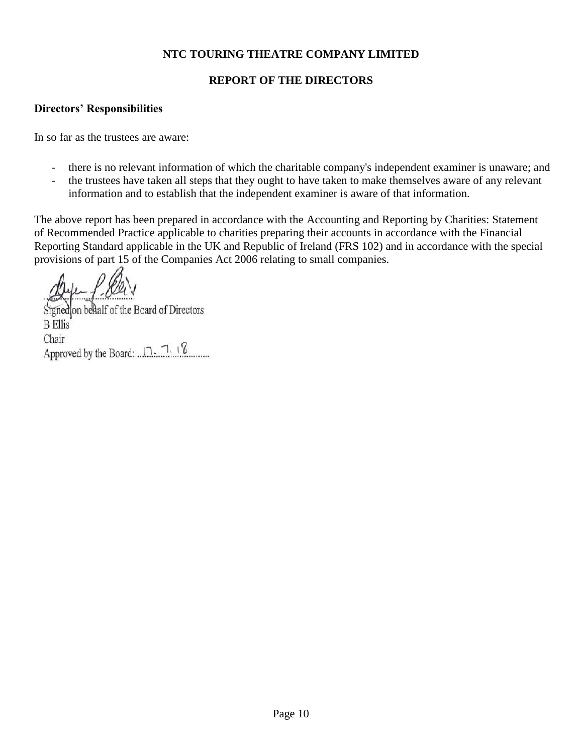# NTC TOURING THEATRE COMPANY LIMITED

## REPORT OF THE DIRECTORS

### Directors' Responsibilities

In so far as the trustees are aware:

- there is no relevant information of which the charitable company's independent examiner is unaware; and
- the trustees have taken all steps that they ought to have taken to make themselves aware of any relevant information and to establish that the independent examiner is aware of that information.

The above report has been prepared in accordance with the Accounting and Reporting by Charities: Statement of Recommended Practice applicable to charities preparing their accounts in accordance with the Financial Reporting Standard applicable in the UK and Republic of Ireland (FRS 102) and in accordance with the special provisions of part 15 of the Companies Act 2006 relating to small companies.

Signed on behalf of the Board of Directors
B Ellis
Chair
Approved by the Board: 17.7.18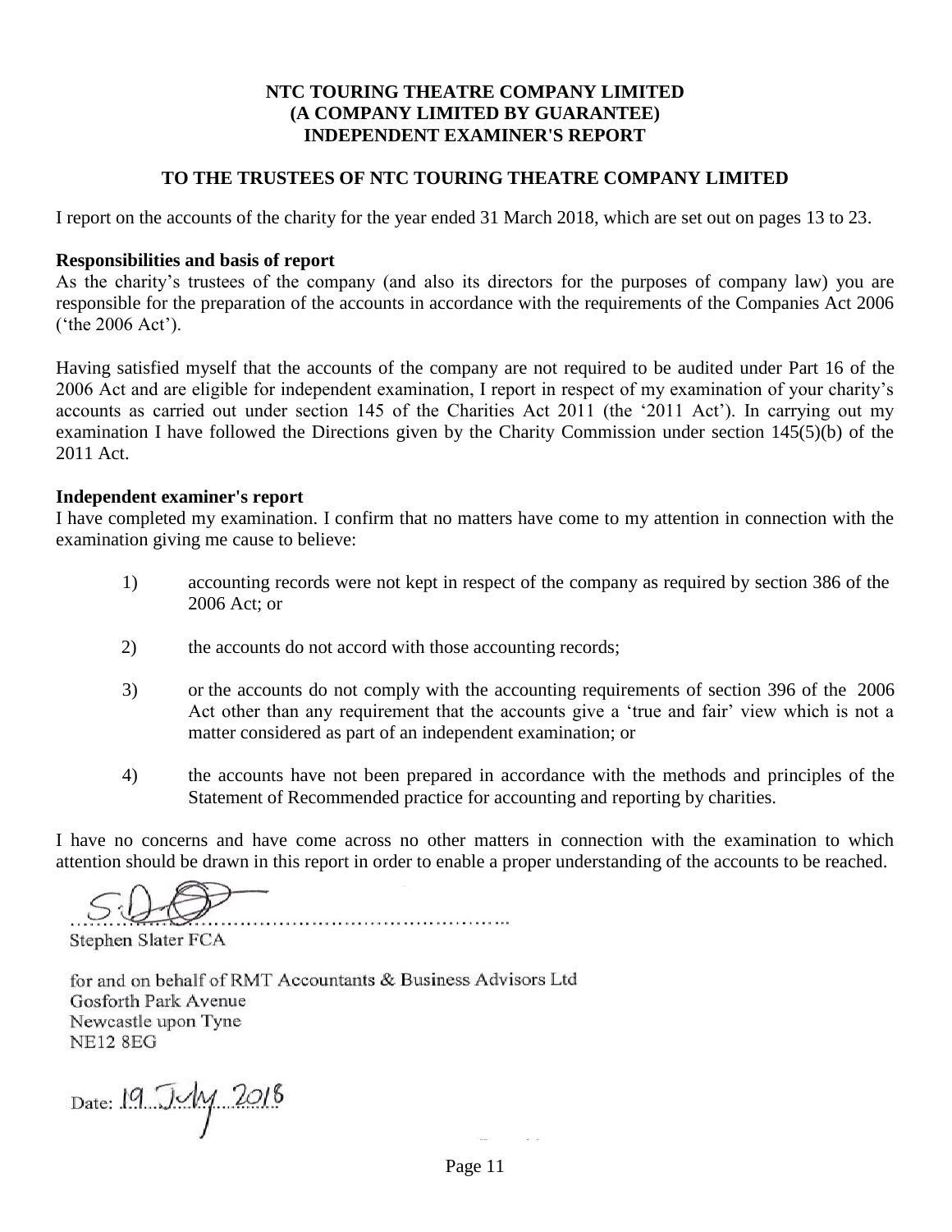**NTC TOURING THEATRE COMPANY LIMITED**
**(A COMPANY LIMITED BY GUARANTEE)**
**INDEPENDENT EXAMINER'S REPORT**

**TO THE TRUSTEES OF NTC TOURING THEATRE COMPANY LIMITED**

I report on the accounts of the charity for the year ended 31 March 2018, which are set out on pages 13 to 23.

**Responsibilities and basis of report**

As the charity's trustees of the company (and also its directors for the purposes of company law) you are responsible for the preparation of the accounts in accordance with the requirements of the Companies Act 2006 ('the 2006 Act').

Having satisfied myself that the accounts of the company are not required to be audited under Part 16 of the 2006 Act and are eligible for independent examination, I report in respect of my examination of your charity's accounts as carried out under section 145 of the Charities Act 2011 (the '2011 Act'). In carrying out my examination I have followed the Directions given by the Charity Commission under section 145(5)(b) of the 2011 Act.

**Independent examiner's report**

I have completed my examination. I confirm that no matters have come to my attention in connection with the examination giving me cause to believe:

1) accounting records were not kept in respect of the company as required by section 386 of the 2006 Act; or

2) the accounts do not accord with those accounting records;

3) or the accounts do not comply with the accounting requirements of section 396 of the 2006 Act other than any requirement that the accounts give a 'true and fair' view which is not a matter considered as part of an independent examination; or

4) the accounts have not been prepared in accordance with the methods and principles of the Statement of Recommended practice for accounting and reporting by charities.

I have no concerns and have come across no other matters in connection with the examination to which attention should be drawn in this report in order to enable a proper understanding of the accounts to be reached.

.........................................................................

Stephen Slater FCA

for and on behalf of RMT Accountants & Business Advisors Ltd
Gosforth Park Avenue
Newcastle upon Tyne
NE12 8EG

Date: 19 July 2018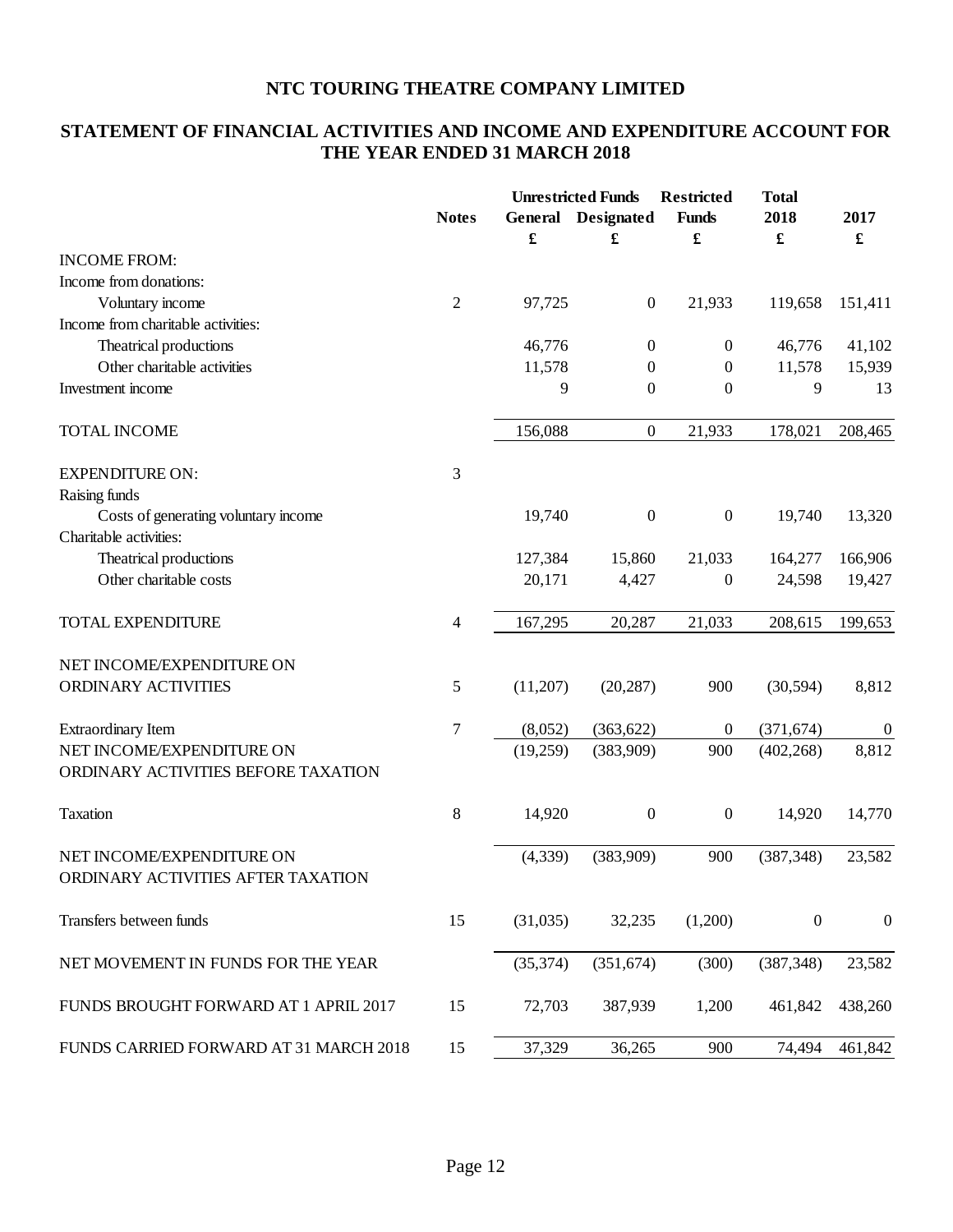# NTC TOURING THEATRE COMPANY LIMITED

## STATEMENT OF FINANCIAL ACTIVITIES AND INCOME AND EXPENDITURE ACCOUNT FOR THE YEAR ENDED 31 MARCH 2018

| | Notes | Unrestricted Funds General | Unrestricted Funds Designated | Restricted Funds | Total 2018 | 2017 |
|---|---|---|---|---|---|---|
| | | £ | £ | £ | £ | £ |
| INCOME FROM: | | | | | | |
| Income from donations: | | | | | | |
| Voluntary income | 2 | 97,725 | 0 | 21,933 | 119,658 | 151,411 |
| Income from charitable activities: | | | | | | |
| Theatrical productions | | 46,776 | 0 | 0 | 46,776 | 41,102 |
| Other charitable activities | | 11,578 | 0 | 0 | 11,578 | 15,939 |
| Investment income | | 9 | 0 | 0 | 9 | 13 |
| TOTAL INCOME | | 156,088 | 0 | 21,933 | 178,021 | 208,465 |
| EXPENDITURE ON: | 3 | | | | | |
| Raising funds | | | | | | |
| Costs of generating voluntary income | | 19,740 | 0 | 0 | 19,740 | 13,320 |
| Charitable activities: | | | | | | |
| Theatrical productions | | 127,384 | 15,860 | 21,033 | 164,277 | 166,906 |
| Other charitable costs | | 20,171 | 4,427 | 0 | 24,598 | 19,427 |
| TOTAL EXPENDITURE | 4 | 167,295 | 20,287 | 21,033 | 208,615 | 199,653 |
| NET INCOME/EXPENDITURE ON ORDINARY ACTIVITIES | 5 | (11,207) | (20,287) | 900 | (30,594) | 8,812 |
| Extraordinary Item | 7 | (8,052) | (363,622) | 0 | (371,674) | 0 |
| NET INCOME/EXPENDITURE ON ORDINARY ACTIVITIES BEFORE TAXATION | | (19,259) | (383,909) | 900 | (402,268) | 8,812 |
| Taxation | 8 | 14,920 | 0 | 0 | 14,920 | 14,770 |
| NET INCOME/EXPENDITURE ON ORDINARY ACTIVITIES AFTER TAXATION | | (4,339) | (383,909) | 900 | (387,348) | 23,582 |
| Transfers between funds | 15 | (31,035) | 32,235 | (1,200) | 0 | 0 |
| NET MOVEMENT IN FUNDS FOR THE YEAR | | (35,374) | (351,674) | (300) | (387,348) | 23,582 |
| FUNDS BROUGHT FORWARD AT 1 APRIL 2017 | 15 | 72,703 | 387,939 | 1,200 | 461,842 | 438,260 |
| FUNDS CARRIED FORWARD AT 31 MARCH 2018 | 15 | 37,329 | 36,265 | 900 | 74,494 | 461,842 |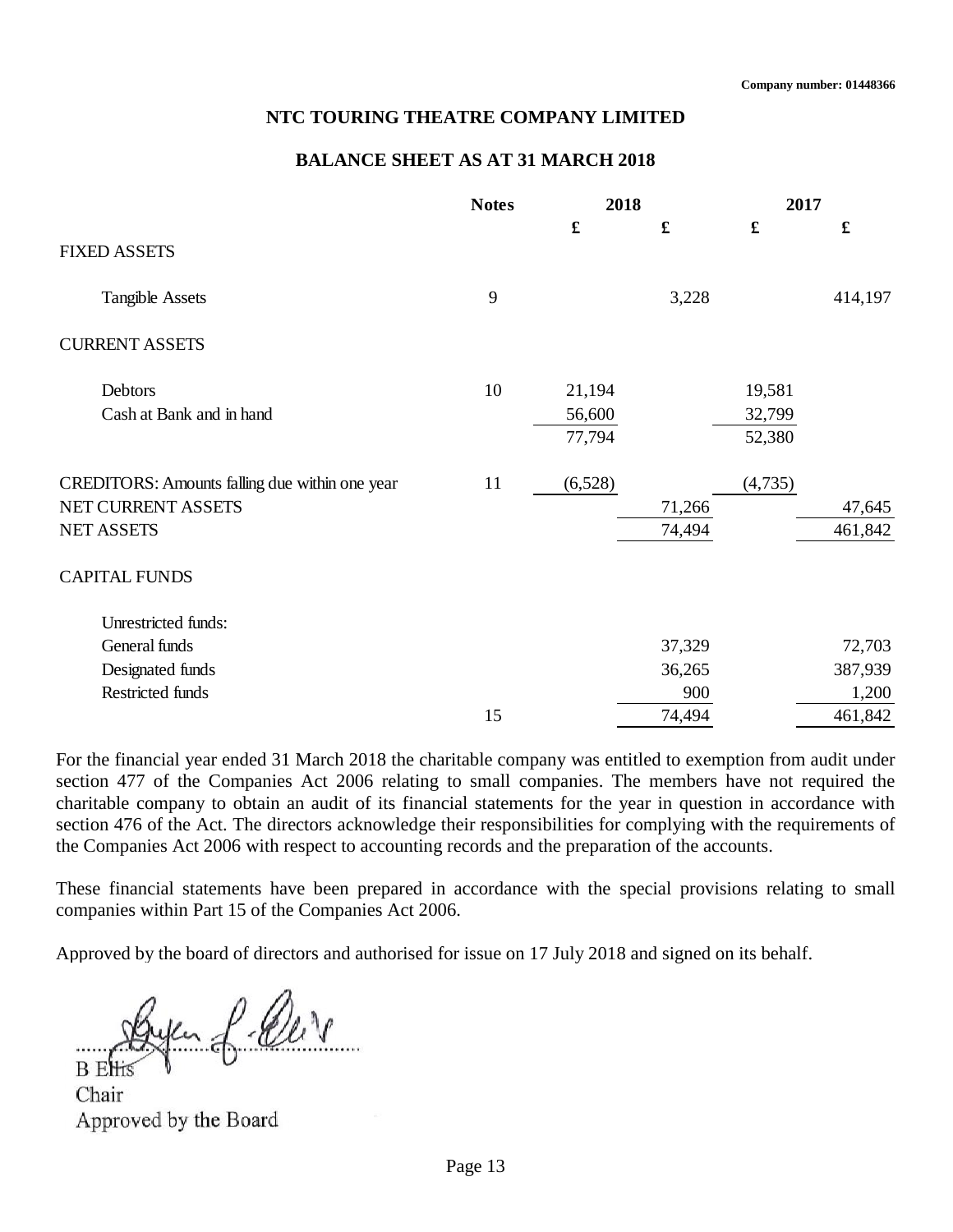Company number: 01448366

# NTC TOURING THEATRE COMPANY LIMITED

## BALANCE SHEET AS AT 31 MARCH 2018

| | Notes | 2018 | | 2017 | |
|---|---|---|---|---|---|
| | | £ | £ | £ | £ |
| FIXED ASSETS | | | | | |
| Tangible Assets | 9 | | 3,228 | | 414,197 |
| CURRENT ASSETS | | | | | |
| Debtors | 10 | 21,194 | | 19,581 | |
| Cash at Bank and in hand | | 56,600 | | 32,799 | |
| | | 77,794 | | 52,380 | |
| CREDITORS: Amounts falling due within one year | 11 | (6,528) | | (4,735) | |
| NET CURRENT ASSETS | | | 71,266 | | 47,645 |
| NET ASSETS | | | 74,494 | | 461,842 |
| CAPITAL FUNDS | | | | | |
| Unrestricted funds: | | | | | |
| General funds | | | 37,329 | | 72,703 |
| Designated funds | | | 36,265 | | 387,939 |
| Restricted funds | | | 900 | | 1,200 |
| | 15 | | 74,494 | | 461,842 |

For the financial year ended 31 March 2018 the charitable company was entitled to exemption from audit under section 477 of the Companies Act 2006 relating to small companies. The members have not required the charitable company to obtain an audit of its financial statements for the year in question in accordance with section 476 of the Act. The directors acknowledge their responsibilities for complying with the requirements of the Companies Act 2006 with respect to accounting records and the preparation of the accounts.

These financial statements have been prepared in accordance with the special provisions relating to small companies within Part 15 of the Companies Act 2006.

Approved by the board of directors and authorised for issue on 17 July 2018 and signed on its behalf.

B Ellis
Chair
Approved by the Board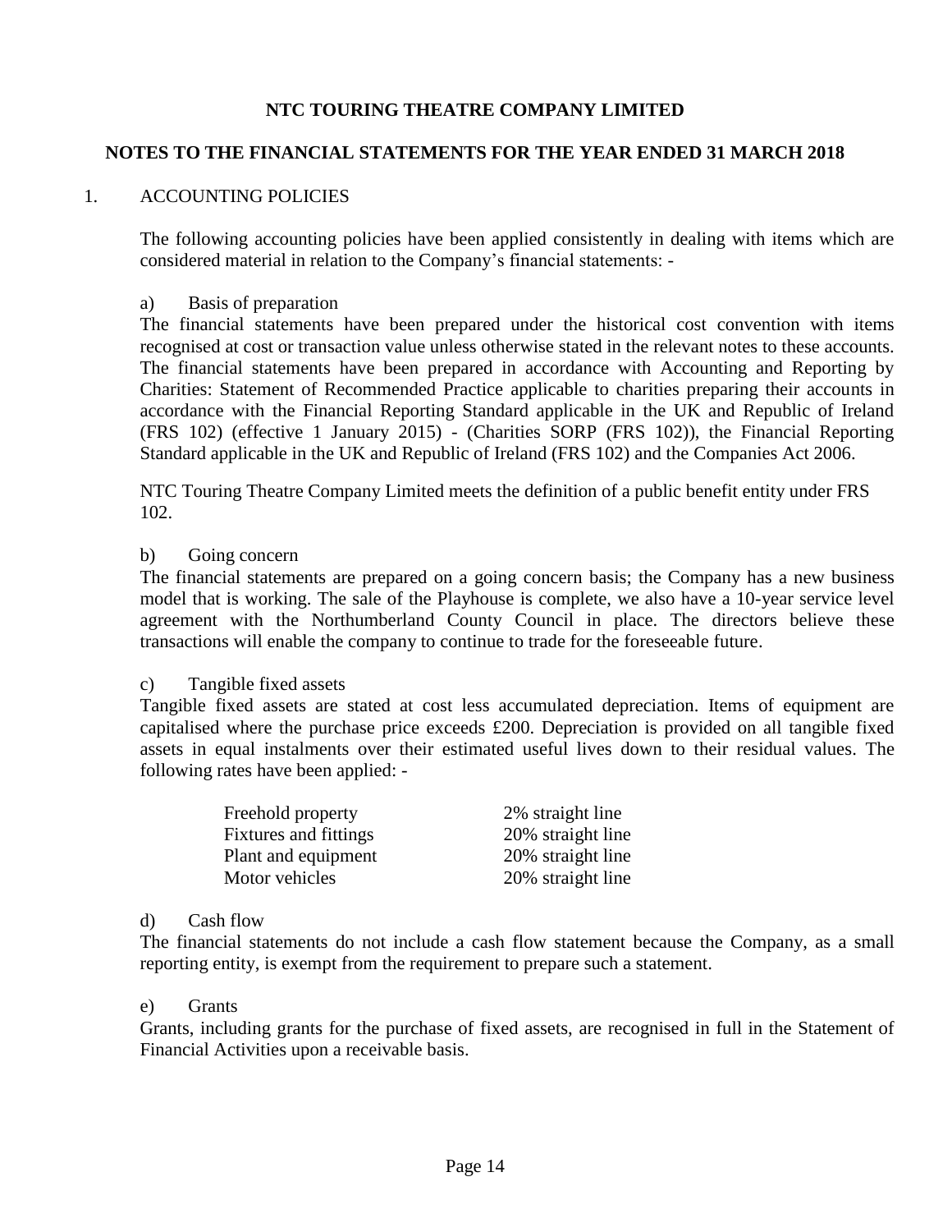# NTC TOURING THEATRE COMPANY LIMITED

## NOTES TO THE FINANCIAL STATEMENTS FOR THE YEAR ENDED 31 MARCH 2018

1. ACCOUNTING POLICIES

The following accounting policies have been applied consistently in dealing with items which are considered material in relation to the Company's financial statements: -

a) Basis of preparation

The financial statements have been prepared under the historical cost convention with items recognised at cost or transaction value unless otherwise stated in the relevant notes to these accounts. The financial statements have been prepared in accordance with Accounting and Reporting by Charities: Statement of Recommended Practice applicable to charities preparing their accounts in accordance with the Financial Reporting Standard applicable in the UK and Republic of Ireland (FRS 102) (effective 1 January 2015) - (Charities SORP (FRS 102)), the Financial Reporting Standard applicable in the UK and Republic of Ireland (FRS 102) and the Companies Act 2006.

NTC Touring Theatre Company Limited meets the definition of a public benefit entity under FRS 102.

b) Going concern

The financial statements are prepared on a going concern basis; the Company has a new business model that is working. The sale of the Playhouse is complete, we also have a 10-year service level agreement with the Northumberland County Council in place. The directors believe these transactions will enable the company to continue to trade for the foreseeable future.

c) Tangible fixed assets

Tangible fixed assets are stated at cost less accumulated depreciation. Items of equipment are capitalised where the purchase price exceeds £200. Depreciation is provided on all tangible fixed assets in equal instalments over their estimated useful lives down to their residual values. The following rates have been applied: -

| | |
|---|---|
| Freehold property | 2% straight line |
| Fixtures and fittings | 20% straight line |
| Plant and equipment | 20% straight line |
| Motor vehicles | 20% straight line |

d) Cash flow

The financial statements do not include a cash flow statement because the Company, as a small reporting entity, is exempt from the requirement to prepare such a statement.

e) Grants

Grants, including grants for the purchase of fixed assets, are recognised in full in the Statement of Financial Activities upon a receivable basis.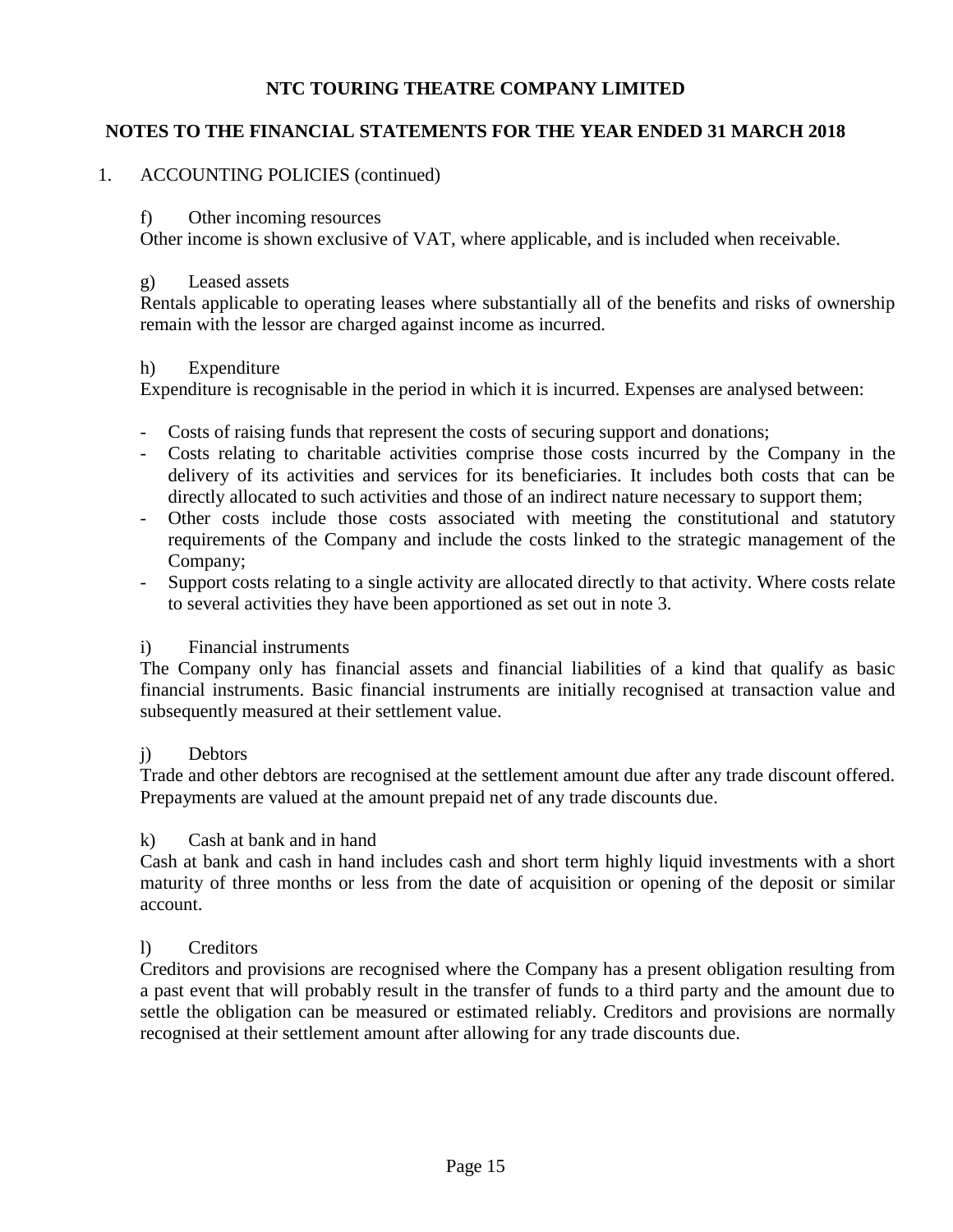## NTC TOURING THEATRE COMPANY LIMITED

## NOTES TO THE FINANCIAL STATEMENTS FOR THE YEAR ENDED 31 MARCH 2018

1. ACCOUNTING POLICIES (continued)

f) Other incoming resources

Other income is shown exclusive of VAT, where applicable, and is included when receivable.

g) Leased assets

Rentals applicable to operating leases where substantially all of the benefits and risks of ownership remain with the lessor are charged against income as incurred.

h) Expenditure

Expenditure is recognisable in the period in which it is incurred. Expenses are analysed between:

- Costs of raising funds that represent the costs of securing support and donations;
- Costs relating to charitable activities comprise those costs incurred by the Company in the delivery of its activities and services for its beneficiaries. It includes both costs that can be directly allocated to such activities and those of an indirect nature necessary to support them;
- Other costs include those costs associated with meeting the constitutional and statutory requirements of the Company and include the costs linked to the strategic management of the Company;
- Support costs relating to a single activity are allocated directly to that activity. Where costs relate to several activities they have been apportioned as set out in note 3.

i) Financial instruments

The Company only has financial assets and financial liabilities of a kind that qualify as basic financial instruments. Basic financial instruments are initially recognised at transaction value and subsequently measured at their settlement value.

j) Debtors

Trade and other debtors are recognised at the settlement amount due after any trade discount offered. Prepayments are valued at the amount prepaid net of any trade discounts due.

k) Cash at bank and in hand

Cash at bank and cash in hand includes cash and short term highly liquid investments with a short maturity of three months or less from the date of acquisition or opening of the deposit or similar account.

l) Creditors

Creditors and provisions are recognised where the Company has a present obligation resulting from a past event that will probably result in the transfer of funds to a third party and the amount due to settle the obligation can be measured or estimated reliably. Creditors and provisions are normally recognised at their settlement amount after allowing for any trade discounts due.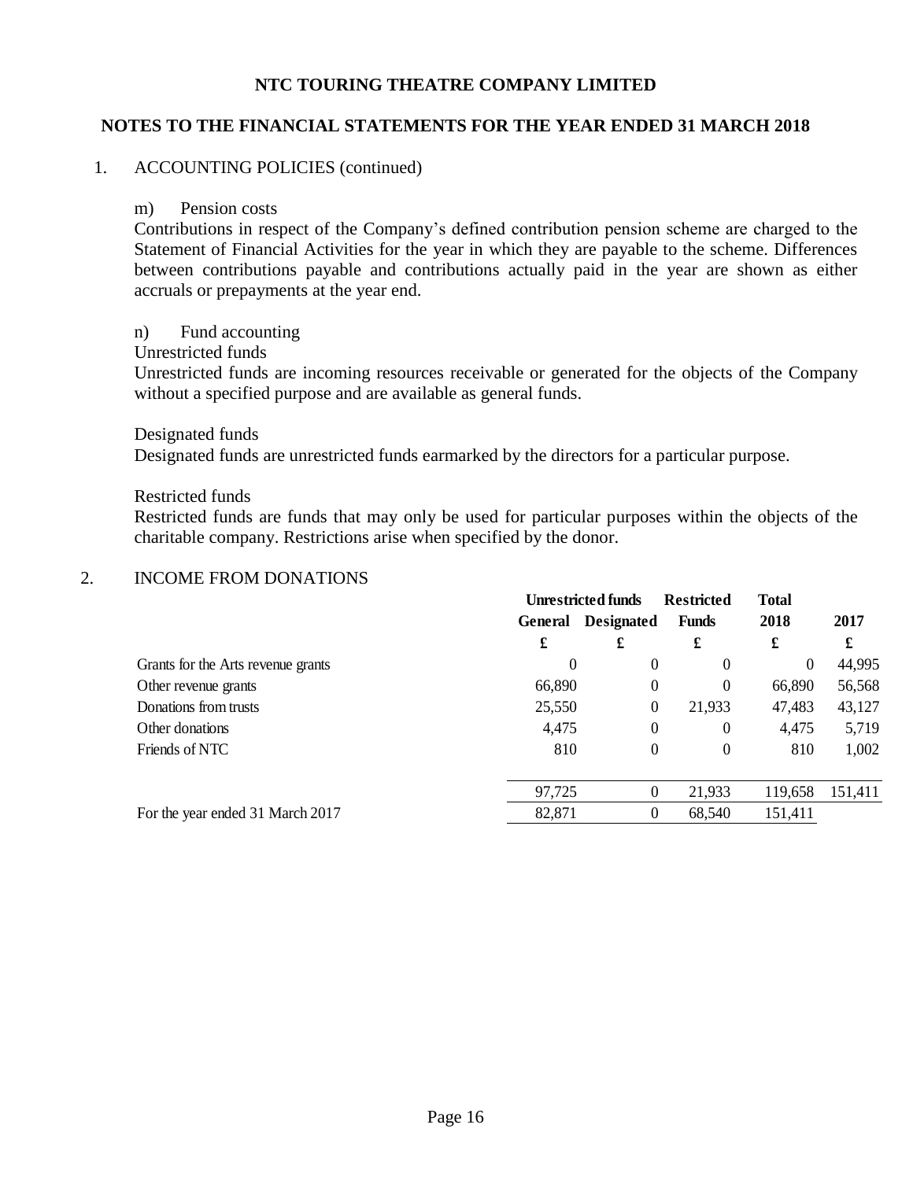# NTC TOURING THEATRE COMPANY LIMITED

## NOTES TO THE FINANCIAL STATEMENTS FOR THE YEAR ENDED 31 MARCH 2018

1. ACCOUNTING POLICIES (continued)

m) Pension costs

Contributions in respect of the Company's defined contribution pension scheme are charged to the Statement of Financial Activities for the year in which they are payable to the scheme. Differences between contributions payable and contributions actually paid in the year are shown as either accruals or prepayments at the year end.

n) Fund accounting

Unrestricted funds

Unrestricted funds are incoming resources receivable or generated for the objects of the Company without a specified purpose and are available as general funds.

Designated funds

Designated funds are unrestricted funds earmarked by the directors for a particular purpose.

Restricted funds

Restricted funds are funds that may only be used for particular purposes within the objects of the charitable company. Restrictions arise when specified by the donor.

2. INCOME FROM DONATIONS

| | Unrestricted funds | | Restricted | Total | |
|---|---|---|---|---|---|
| | General | Designated | Funds | 2018 | 2017 |
| | £ | £ | £ | £ | £ |
| Grants for the Arts revenue grants | 0 | 0 | 0 | 0 | 44,995 |
| Other revenue grants | 66,890 | 0 | 0 | 66,890 | 56,568 |
| Donations from trusts | 25,550 | 0 | 21,933 | 47,483 | 43,127 |
| Other donations | 4,475 | 0 | 0 | 4,475 | 5,719 |
| Friends of NTC | 810 | 0 | 0 | 810 | 1,002 |
| | 97,725 | 0 | 21,933 | 119,658 | 151,411 |
| For the year ended 31 March 2017 | 82,871 | 0 | 68,540 | 151,411 | |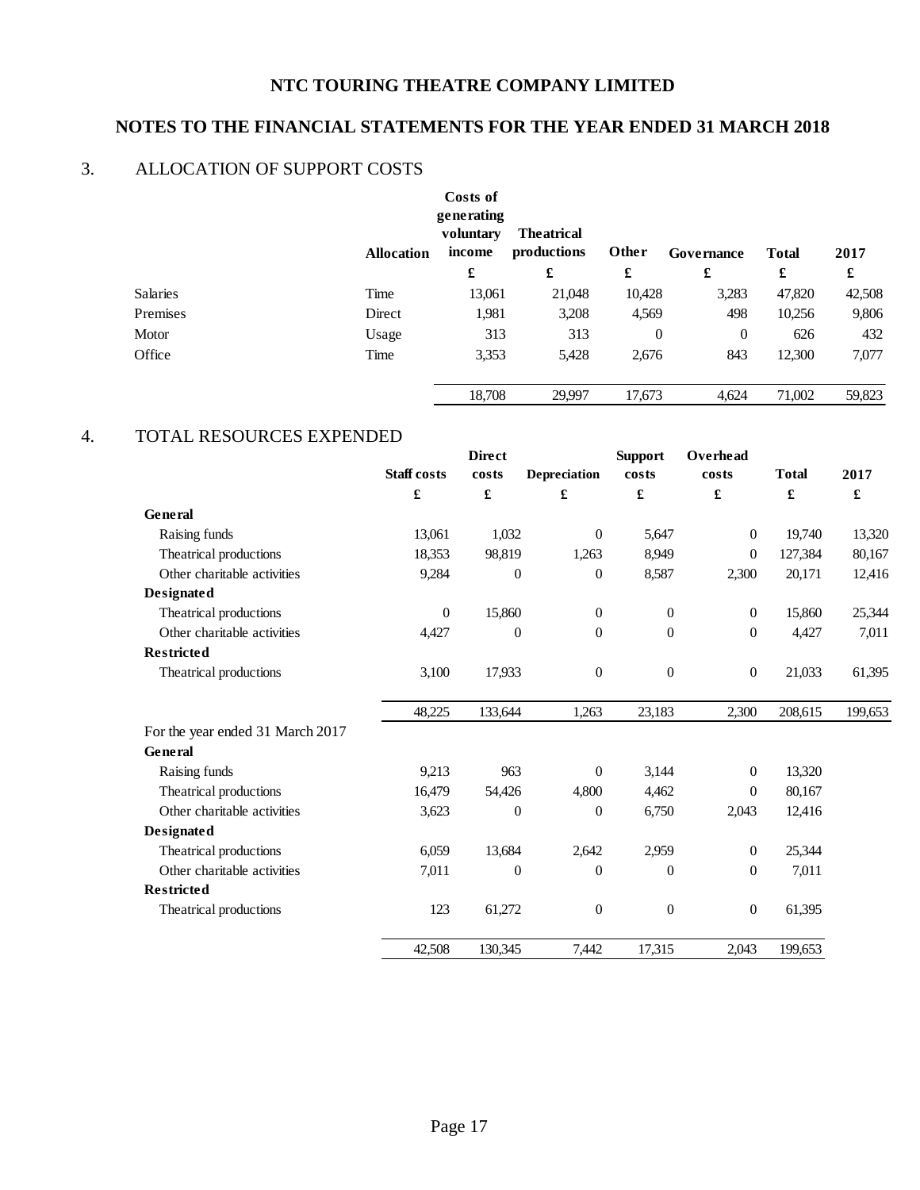# NTC TOURING THEATRE COMPANY LIMITED

## NOTES TO THE FINANCIAL STATEMENTS FOR THE YEAR ENDED 31 MARCH 2018

## 3. ALLOCATION OF SUPPORT COSTS

| | Allocation | Costs of generating voluntary income | Theatrical productions | Other | Governance | Total | 2017 |
|---|---|---|---|---|---|---|---|
| | | £ | £ | £ | £ | £ | £ |
| Salaries | Time | 13,061 | 21,048 | 10,428 | 3,283 | 47,820 | 42,508 |
| Premises | Direct | 1,981 | 3,208 | 4,569 | 498 | 10,256 | 9,806 |
| Motor | Usage | 313 | 313 | 0 | 0 | 626 | 432 |
| Office | Time | 3,353 | 5,428 | 2,676 | 843 | 12,300 | 7,077 |
| | | 18,708 | 29,997 | 17,673 | 4,624 | 71,002 | 59,823 |

## 4. TOTAL RESOURCES EXPENDED

| | Staff costs | Direct costs | Depreciation | Support costs | Overhead costs | Total | 2017 |
|---|---|---|---|---|---|---|---|
| | £ | £ | £ | £ | £ | £ | £ |
| **General** | | | | | | | |
| Raising funds | 13,061 | 1,032 | 0 | 5,647 | 0 | 19,740 | 13,320 |
| Theatrical productions | 18,353 | 98,819 | 1,263 | 8,949 | 0 | 127,384 | 80,167 |
| Other charitable activities | 9,284 | 0 | 0 | 8,587 | 2,300 | 20,171 | 12,416 |
| **Designated** | | | | | | | |
| Theatrical productions | 0 | 15,860 | 0 | 0 | 0 | 15,860 | 25,344 |
| Other charitable activities | 4,427 | 0 | 0 | 0 | 0 | 4,427 | 7,011 |
| **Restricted** | | | | | | | |
| Theatrical productions | 3,100 | 17,933 | 0 | 0 | 0 | 21,033 | 61,395 |
| | 48,225 | 133,644 | 1,263 | 23,183 | 2,300 | 208,615 | 199,653 |
| For the year ended 31 March 2017 | | | | | | | |
| **General** | | | | | | | |
| Raising funds | 9,213 | 963 | 0 | 3,144 | 0 | 13,320 | |
| Theatrical productions | 16,479 | 54,426 | 4,800 | 4,462 | 0 | 80,167 | |
| Other charitable activities | 3,623 | 0 | 0 | 6,750 | 2,043 | 12,416 | |
| **Designated** | | | | | | | |
| Theatrical productions | 6,059 | 13,684 | 2,642 | 2,959 | 0 | 25,344 | |
| Other charitable activities | 7,011 | 0 | 0 | 0 | 0 | 7,011 | |
| **Restricted** | | | | | | | |
| Theatrical productions | 123 | 61,272 | 0 | 0 | 0 | 61,395 | |
| | 42,508 | 130,345 | 7,442 | 17,315 | 2,043 | 199,653 | |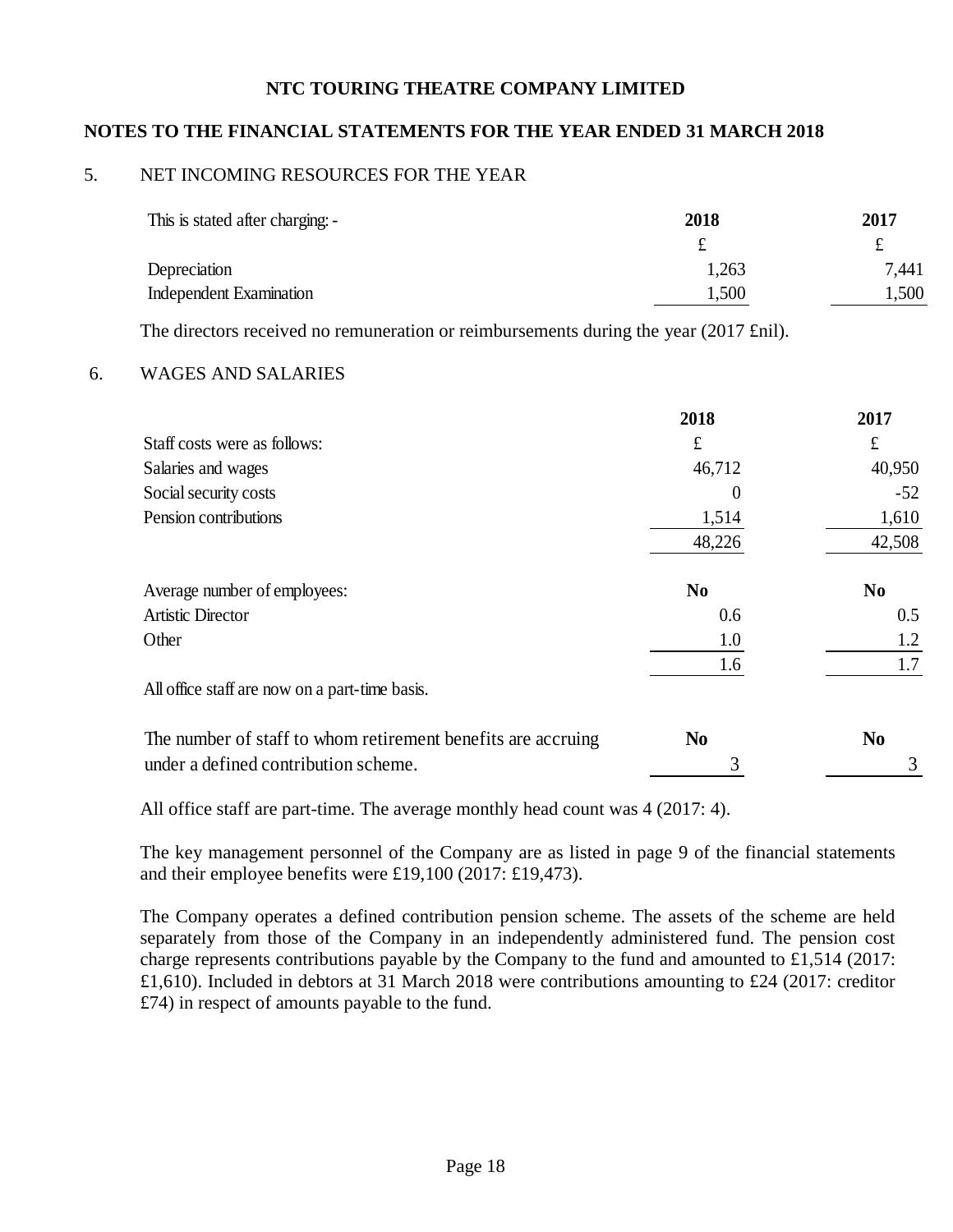# NTC TOURING THEATRE COMPANY LIMITED

## NOTES TO THE FINANCIAL STATEMENTS FOR THE YEAR ENDED 31 MARCH 2018

### 5. NET INCOMING RESOURCES FOR THE YEAR

| This is stated after charging: - | 2018 | 2017 |
|---|---|---|
| | £ | £ |
| Depreciation | 1,263 | 7,441 |
| Independent Examination | 1,500 | 1,500 |

The directors received no remuneration or reimbursements during the year (2017 £nil).

### 6. WAGES AND SALARIES

| | 2018 | 2017 |
|---|---|---|
| Staff costs were as follows: | £ | £ |
| Salaries and wages | 46,712 | 40,950 |
| Social security costs | 0 | -52 |
| Pension contributions | 1,514 | 1,610 |
| | 48,226 | 42,508 |
| | | |
| Average number of employees: | **No** | **No** |
| Artistic Director | 0.6 | 0.5 |
| Other | 1.0 | 1.2 |
| | 1.6 | 1.7 |

All office staff are now on a part-time basis.

| | No | No |
|---|---|---|
| The number of staff to whom retirement benefits are accruing under a defined contribution scheme. | 3 | 3 |

All office staff are part-time. The average monthly head count was 4 (2017: 4).

The key management personnel of the Company are as listed in page 9 of the financial statements and their employee benefits were £19,100 (2017: £19,473).

The Company operates a defined contribution pension scheme. The assets of the scheme are held separately from those of the Company in an independently administered fund. The pension cost charge represents contributions payable by the Company to the fund and amounted to £1,514 (2017: £1,610). Included in debtors at 31 March 2018 were contributions amounting to £24 (2017: creditor £74) in respect of amounts payable to the fund.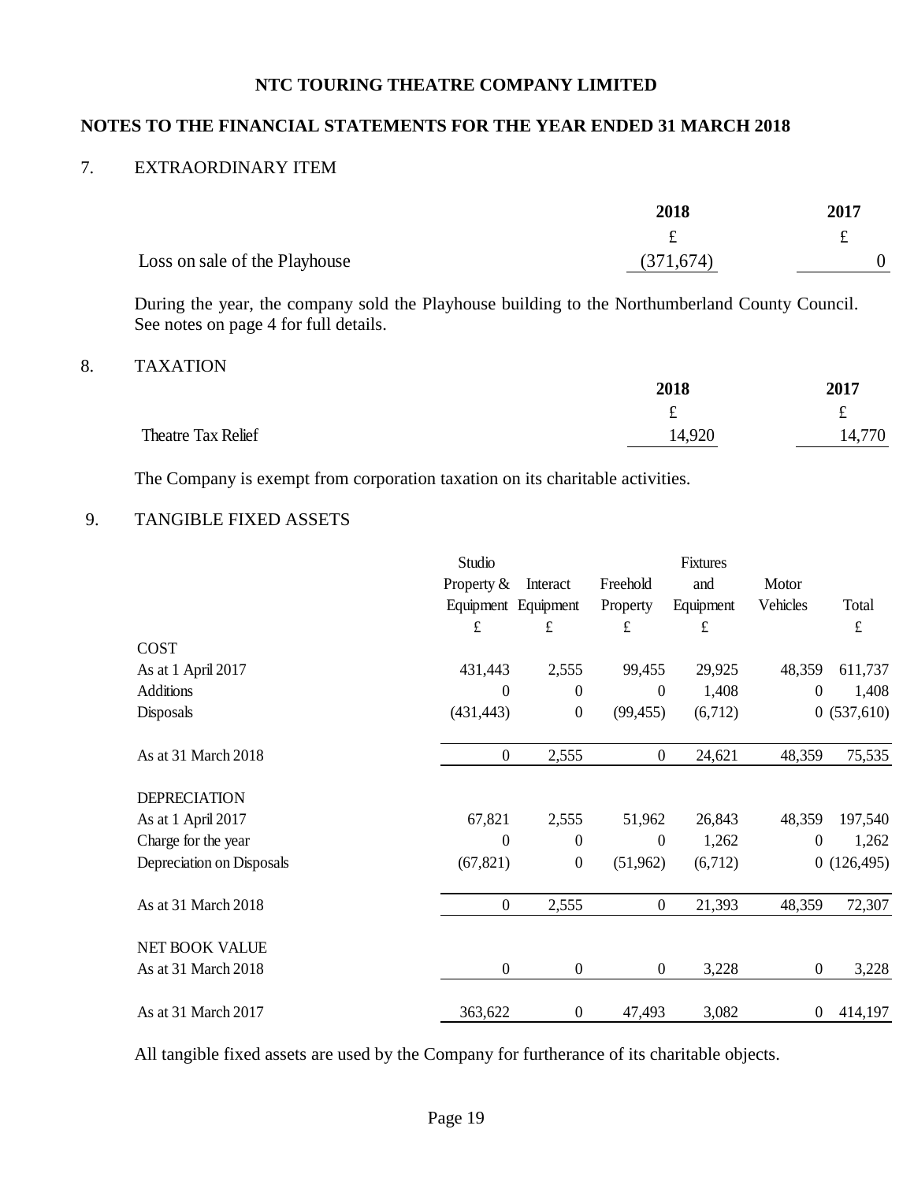**NTC TOURING THEATRE COMPANY LIMITED**

**NOTES TO THE FINANCIAL STATEMENTS FOR THE YEAR ENDED 31 MARCH 2018**

## 7. EXTRAORDINARY ITEM

| | 2018 | 2017 |
|---|---|---|
| | £ | £ |
| Loss on sale of the Playhouse | (371,674) | 0 |

During the year, the company sold the Playhouse building to the Northumberland County Council. See notes on page 4 for full details.

## 8. TAXATION

| | 2018 | 2017 |
|---|---|---|
| | £ | £ |
| Theatre Tax Relief | 14,920 | 14,770 |

The Company is exempt from corporation taxation on its charitable activities.

## 9. TANGIBLE FIXED ASSETS

| | Studio Property & Equipment | Interact Equipment | Freehold Property | Fixtures and Equipment | Motor Vehicles | Total |
|---|---|---|---|---|---|---|
| | £ | £ | £ | £ | | £ |
| **COST** | | | | | | |
| As at 1 April 2017 | 431,443 | 2,555 | 99,455 | 29,925 | 48,359 | 611,737 |
| Additions | 0 | 0 | 0 | 1,408 | 0 | 1,408 |
| Disposals | (431,443) | 0 | (99,455) | (6,712) | 0 | (537,610) |
| As at 31 March 2018 | 0 | 2,555 | 0 | 24,621 | 48,359 | 75,535 |
| **DEPRECIATION** | | | | | | |
| As at 1 April 2017 | 67,821 | 2,555 | 51,962 | 26,843 | 48,359 | 197,540 |
| Charge for the year | 0 | 0 | 0 | 1,262 | 0 | 1,262 |
| Depreciation on Disposals | (67,821) | 0 | (51,962) | (6,712) | 0 | (126,495) |
| As at 31 March 2018 | 0 | 2,555 | 0 | 21,393 | 48,359 | 72,307 |
| **NET BOOK VALUE** | | | | | | |
| As at 31 March 2018 | 0 | 0 | 0 | 3,228 | 0 | 3,228 |
| As at 31 March 2017 | 363,622 | 0 | 47,493 | 3,082 | 0 | 414,197 |

All tangible fixed assets are used by the Company for furtherance of its charitable objects.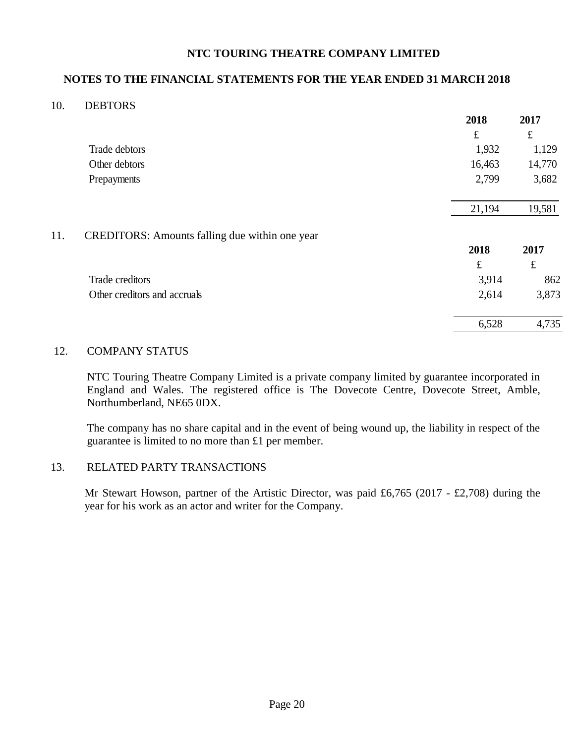# NTC TOURING THEATRE COMPANY LIMITED

## NOTES TO THE FINANCIAL STATEMENTS FOR THE YEAR ENDED 31 MARCH 2018

### 10. DEBTORS

| | 2018 | 2017 |
|---|---|---|
| | £ | £ |
| Trade debtors | 1,932 | 1,129 |
| Other debtors | 16,463 | 14,770 |
| Prepayments | 2,799 | 3,682 |
| | 21,194 | 19,581 |

### 11. CREDITORS: Amounts falling due within one year

| | 2018 | 2017 |
|---|---|---|
| | £ | £ |
| Trade creditors | 3,914 | 862 |
| Other creditors and accruals | 2,614 | 3,873 |
| | 6,528 | 4,735 |

### 12. COMPANY STATUS

NTC Touring Theatre Company Limited is a private company limited by guarantee incorporated in England and Wales. The registered office is The Dovecote Centre, Dovecote Street, Amble, Northumberland, NE65 0DX.

The company has no share capital and in the event of being wound up, the liability in respect of the guarantee is limited to no more than £1 per member.

### 13. RELATED PARTY TRANSACTIONS

Mr Stewart Howson, partner of the Artistic Director, was paid £6,765 (2017 - £2,708) during the year for his work as an actor and writer for the Company.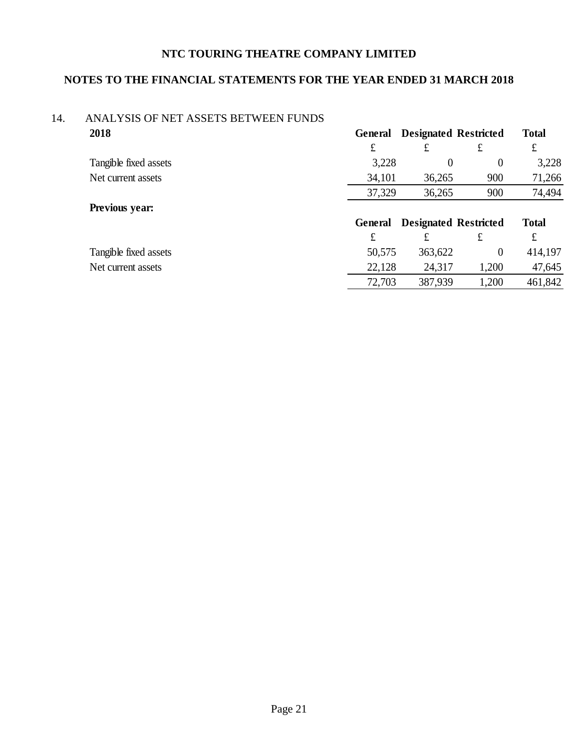**NTC TOURING THEATRE COMPANY LIMITED**

**NOTES TO THE FINANCIAL STATEMENTS FOR THE YEAR ENDED 31 MARCH 2018**

## 14. ANALYSIS OF NET ASSETS BETWEEN FUNDS

**2018**

| | General | Designated | Restricted | Total |
|---|---|---|---|---|
| | £ | £ | £ | £ |
| Tangible fixed assets | 3,228 | 0 | 0 | 3,228 |
| Net current assets | 34,101 | 36,265 | 900 | 71,266 |
| | 37,329 | 36,265 | 900 | 74,494 |

**Previous year:**

| | General | Designated | Restricted | Total |
|---|---|---|---|---|
| | £ | £ | £ | £ |
| Tangible fixed assets | 50,575 | 363,622 | 0 | 414,197 |
| Net current assets | 22,128 | 24,317 | 1,200 | 47,645 |
| | 72,703 | 387,939 | 1,200 | 461,842 |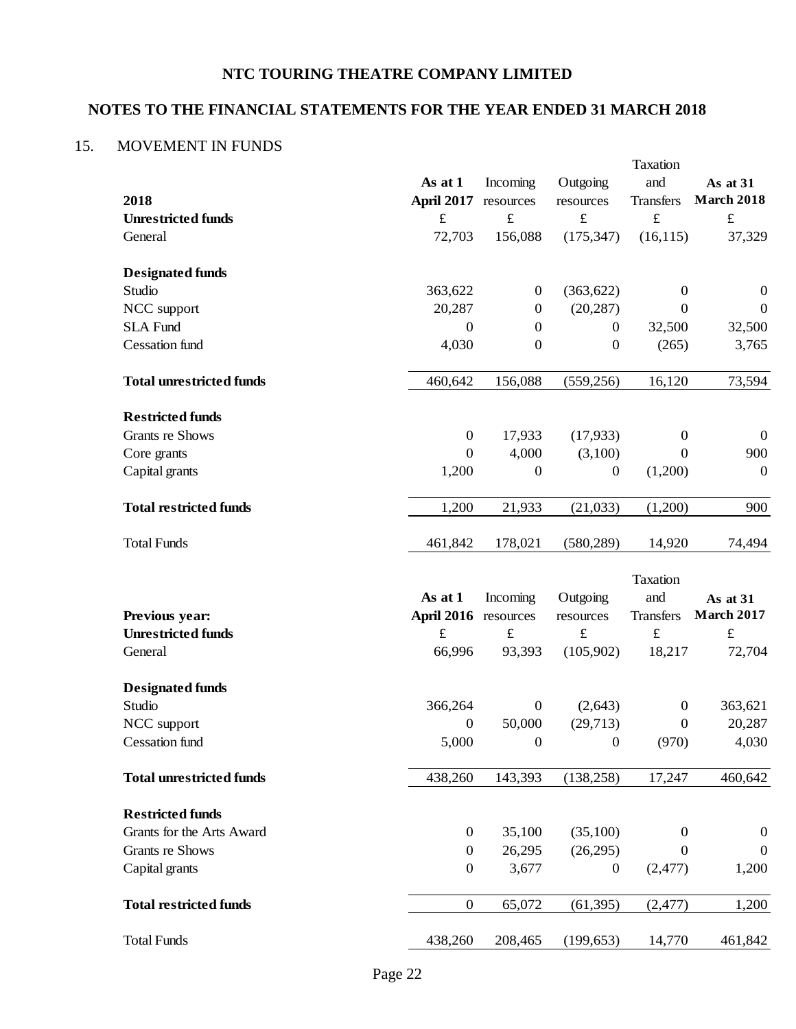# NTC TOURING THEATRE COMPANY LIMITED

## NOTES TO THE FINANCIAL STATEMENTS FOR THE YEAR ENDED 31 MARCH 2018

### 15. MOVEMENT IN FUNDS

| 2018 | As at 1 April 2017 | Incoming resources | Outgoing resources | Taxation and Transfers | As at 31 March 2018 |
|---|---|---|---|---|---|
| **Unrestricted funds** | £ | £ | £ | £ | £ |
| General | 72,703 | 156,088 | (175,347) | (16,115) | 37,329 |
| **Designated funds** | | | | | |
| Studio | 363,622 | 0 | (363,622) | 0 | 0 |
| NCC support | 20,287 | 0 | (20,287) | 0 | 0 |
| SLA Fund | 0 | 0 | 0 | 32,500 | 32,500 |
| Cessation fund | 4,030 | 0 | 0 | (265) | 3,765 |
| **Total unrestricted funds** | 460,642 | 156,088 | (559,256) | 16,120 | 73,594 |
| **Restricted funds** | | | | | |
| Grants re Shows | 0 | 17,933 | (17,933) | 0 | 0 |
| Core grants | 0 | 4,000 | (3,100) | 0 | 900 |
| Capital grants | 1,200 | 0 | 0 | (1,200) | 0 |
| **Total restricted funds** | 1,200 | 21,933 | (21,033) | (1,200) | 900 |
| Total Funds | 461,842 | 178,021 | (580,289) | 14,920 | 74,494 |

| Previous year: | As at 1 April 2016 | Incoming resources | Outgoing resources | Taxation and Transfers | As at 31 March 2017 |
|---|---|---|---|---|---|
| **Unrestricted funds** | £ | £ | £ | £ | £ |
| General | 66,996 | 93,393 | (105,902) | 18,217 | 72,704 |
| **Designated funds** | | | | | |
| Studio | 366,264 | 0 | (2,643) | 0 | 363,621 |
| NCC support | 0 | 50,000 | (29,713) | 0 | 20,287 |
| Cessation fund | 5,000 | 0 | 0 | (970) | 4,030 |
| **Total unrestricted funds** | 438,260 | 143,393 | (138,258) | 17,247 | 460,642 |
| **Restricted funds** | | | | | |
| Grants for the Arts Award | 0 | 35,100 | (35,100) | 0 | 0 |
| Grants re Shows | 0 | 26,295 | (26,295) | 0 | 0 |
| Capital grants | 0 | 3,677 | 0 | (2,477) | 1,200 |
| **Total restricted funds** | 0 | 65,072 | (61,395) | (2,477) | 1,200 |
| Total Funds | 438,260 | 208,465 | (199,653) | 14,770 | 461,842 |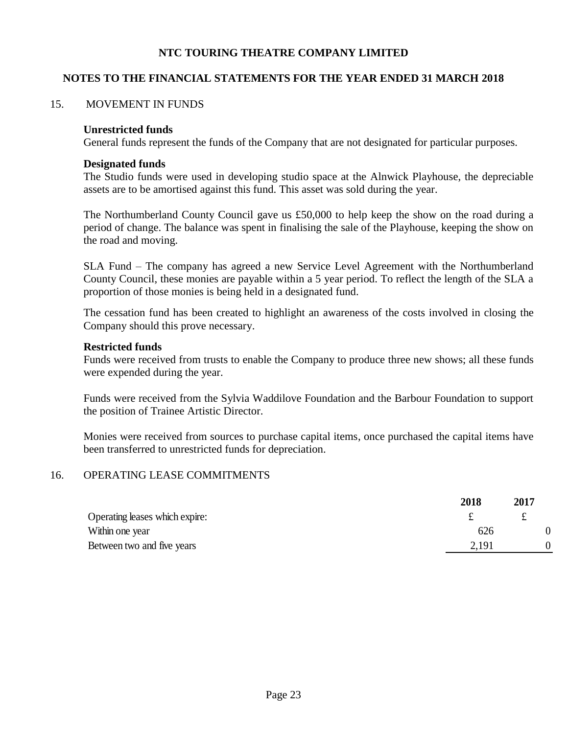# NTC TOURING THEATRE COMPANY LIMITED

## NOTES TO THE FINANCIAL STATEMENTS FOR THE YEAR ENDED 31 MARCH 2018

### 15. MOVEMENT IN FUNDS

**Unrestricted funds**

General funds represent the funds of the Company that are not designated for particular purposes.

**Designated funds**

The Studio funds were used in developing studio space at the Alnwick Playhouse, the depreciable assets are to be amortised against this fund. This asset was sold during the year.

The Northumberland County Council gave us £50,000 to help keep the show on the road during a period of change. The balance was spent in finalising the sale of the Playhouse, keeping the show on the road and moving.

SLA Fund – The company has agreed a new Service Level Agreement with the Northumberland County Council, these monies are payable within a 5 year period. To reflect the length of the SLA a proportion of those monies is being held in a designated fund.

The cessation fund has been created to highlight an awareness of the costs involved in closing the Company should this prove necessary.

**Restricted funds**

Funds were received from trusts to enable the Company to produce three new shows; all these funds were expended during the year.

Funds were received from the Sylvia Waddilove Foundation and the Barbour Foundation to support the position of Trainee Artistic Director.

Monies were received from sources to purchase capital items, once purchased the capital items have been transferred to unrestricted funds for depreciation.

### 16. OPERATING LEASE COMMITMENTS

| | 2018 | 2017 |
|---|---|---|
| Operating leases which expire: | £ | £ |
| Within one year | 626 | 0 |
| Between two and five years | 2,191 | 0 |